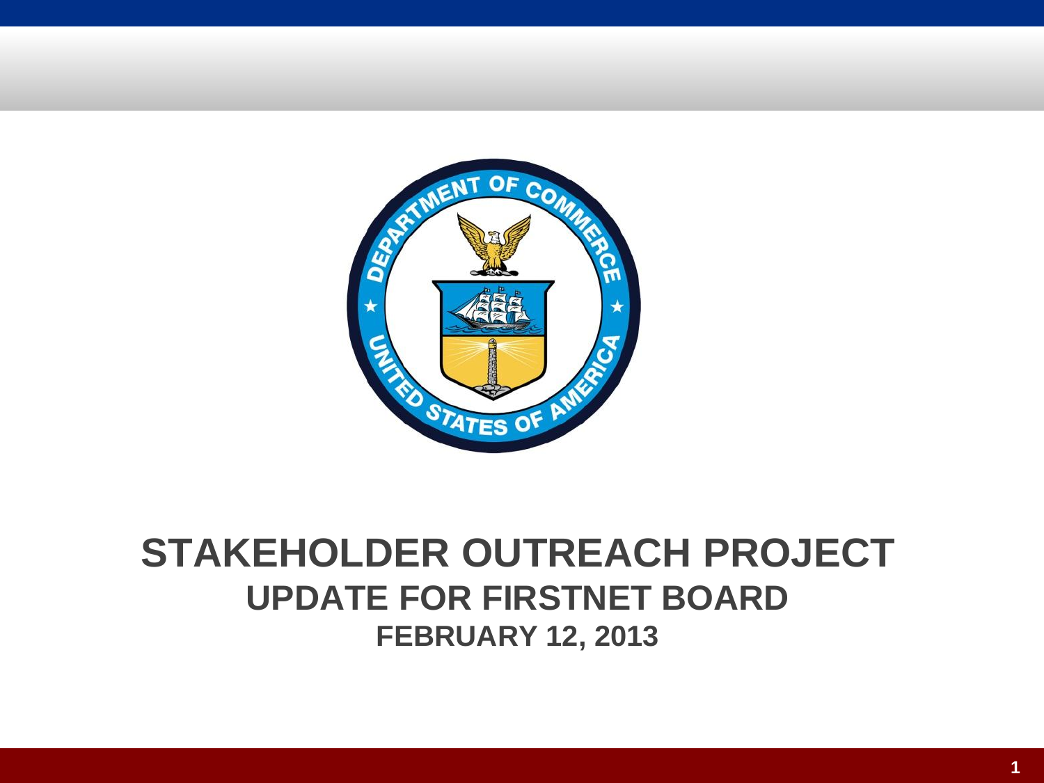# STAKEHOLDER OUTREACH PROJECT

## UPDATE FOR FIRSTNET BOARD

### FEBRUARY 12, 2013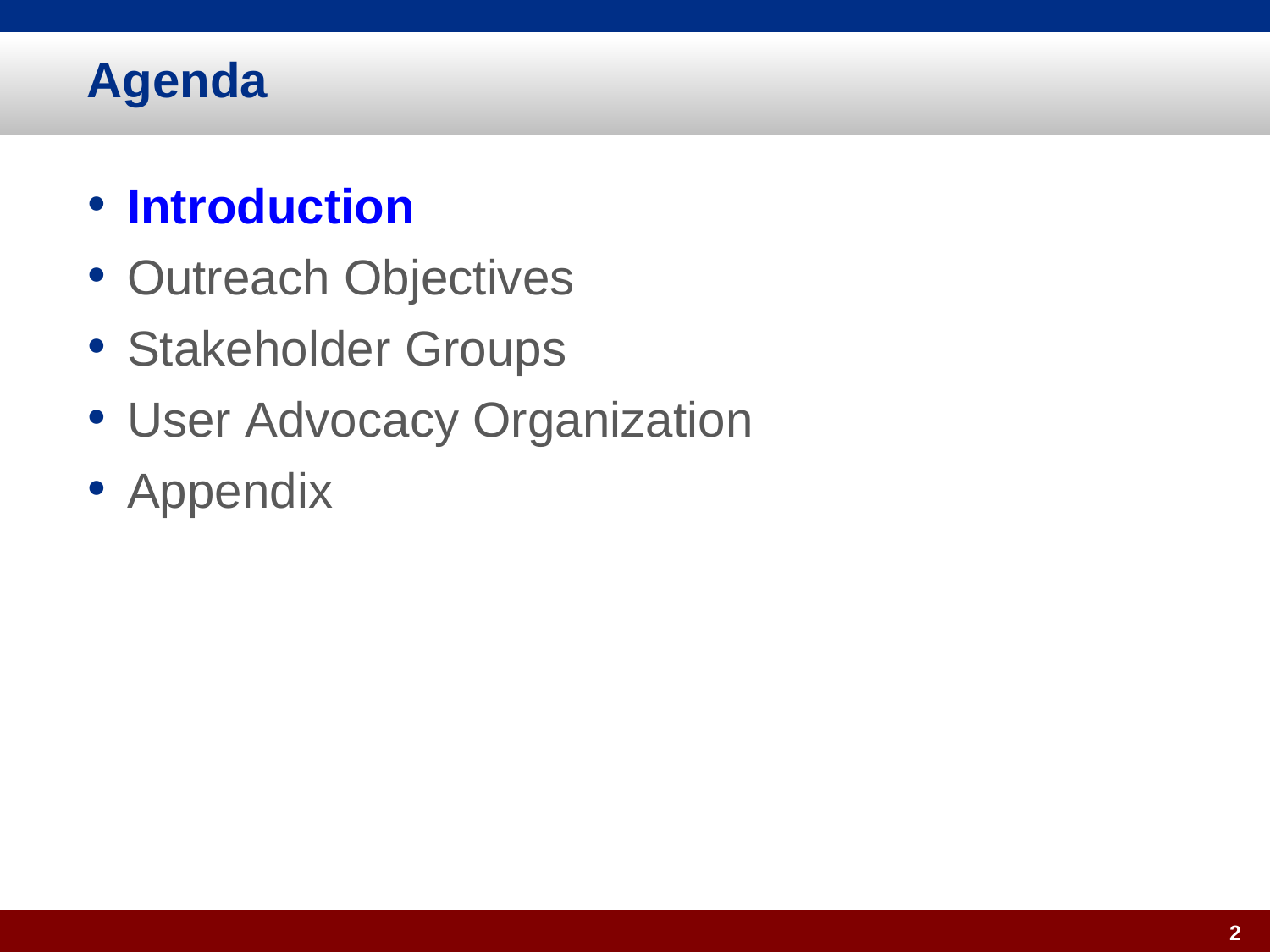# Agenda

- **Introduction**
- Outreach Objectives
- Stakeholder Groups
- User Advocacy Organization
- Appendix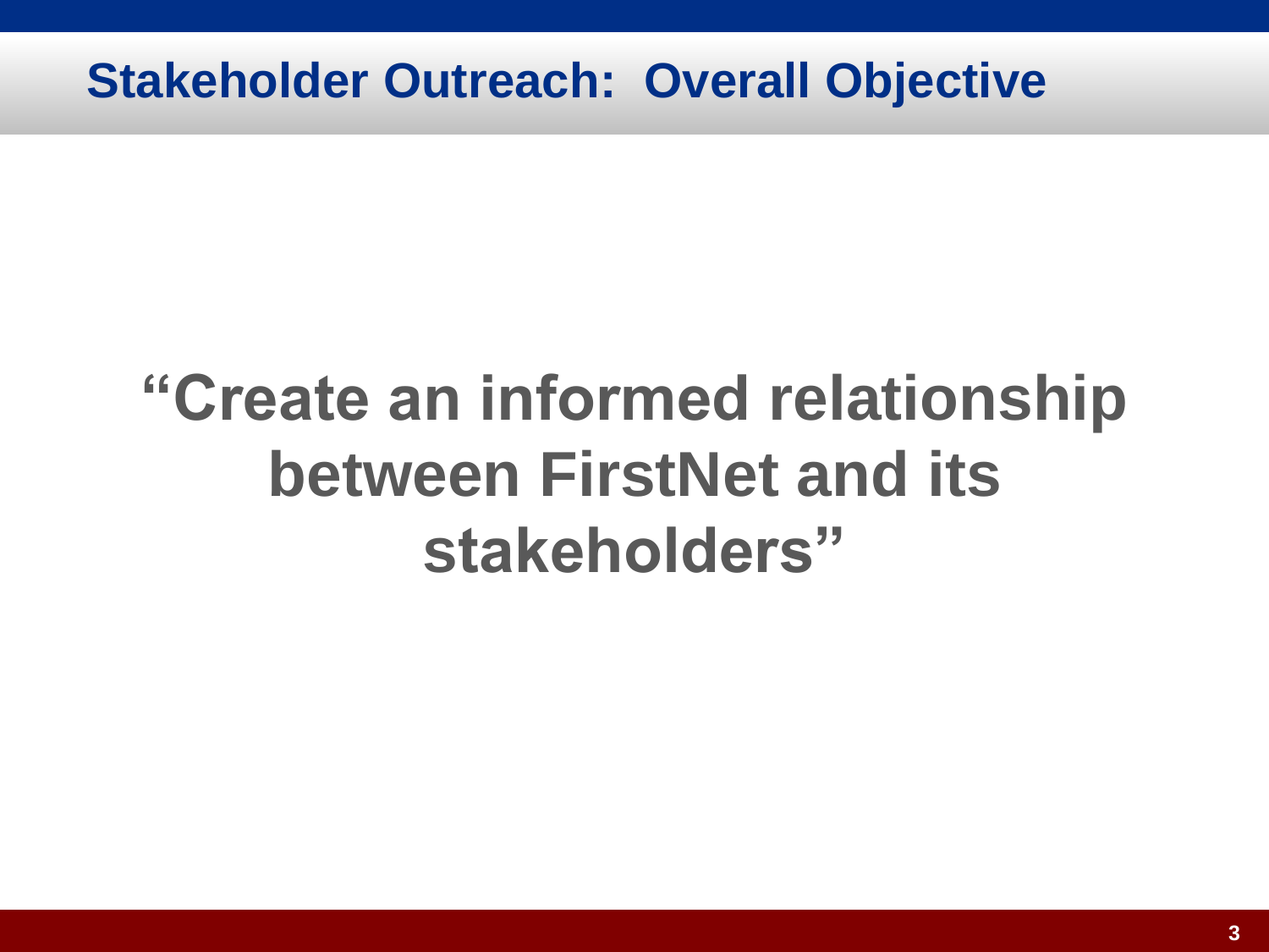# Stakeholder Outreach: Overall Objective

**"Create an informed relationship between FirstNet and its stakeholders"**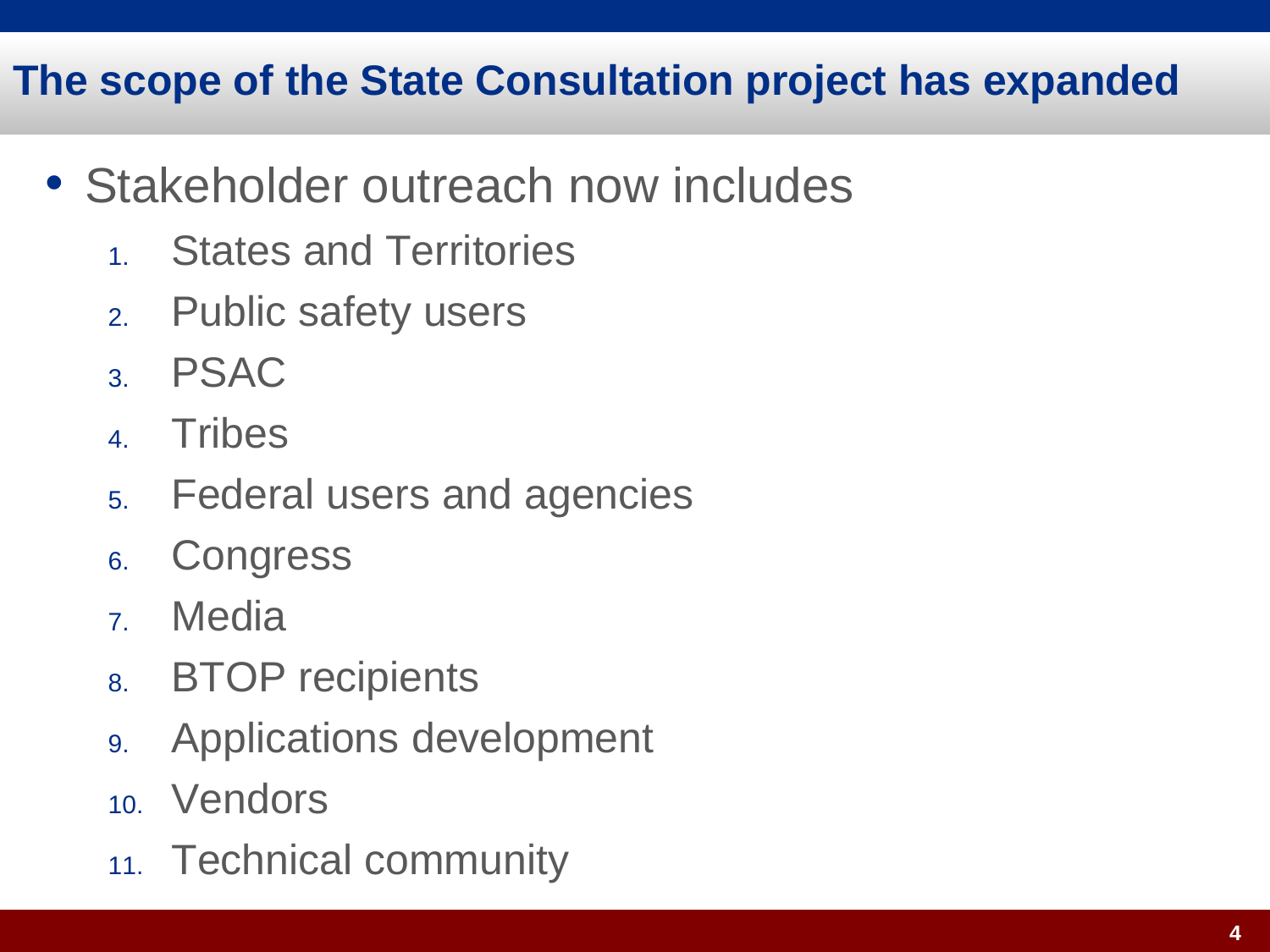## The scope of the State Consultation project has expanded

- Stakeholder outreach now includes
  1. States and Territories
  2. Public safety users
  3. PSAC
  4. Tribes
  5. Federal users and agencies
  6. Congress
  7. Media
  8. BTOP recipients
  9. Applications development
  10. Vendors
  11. Technical community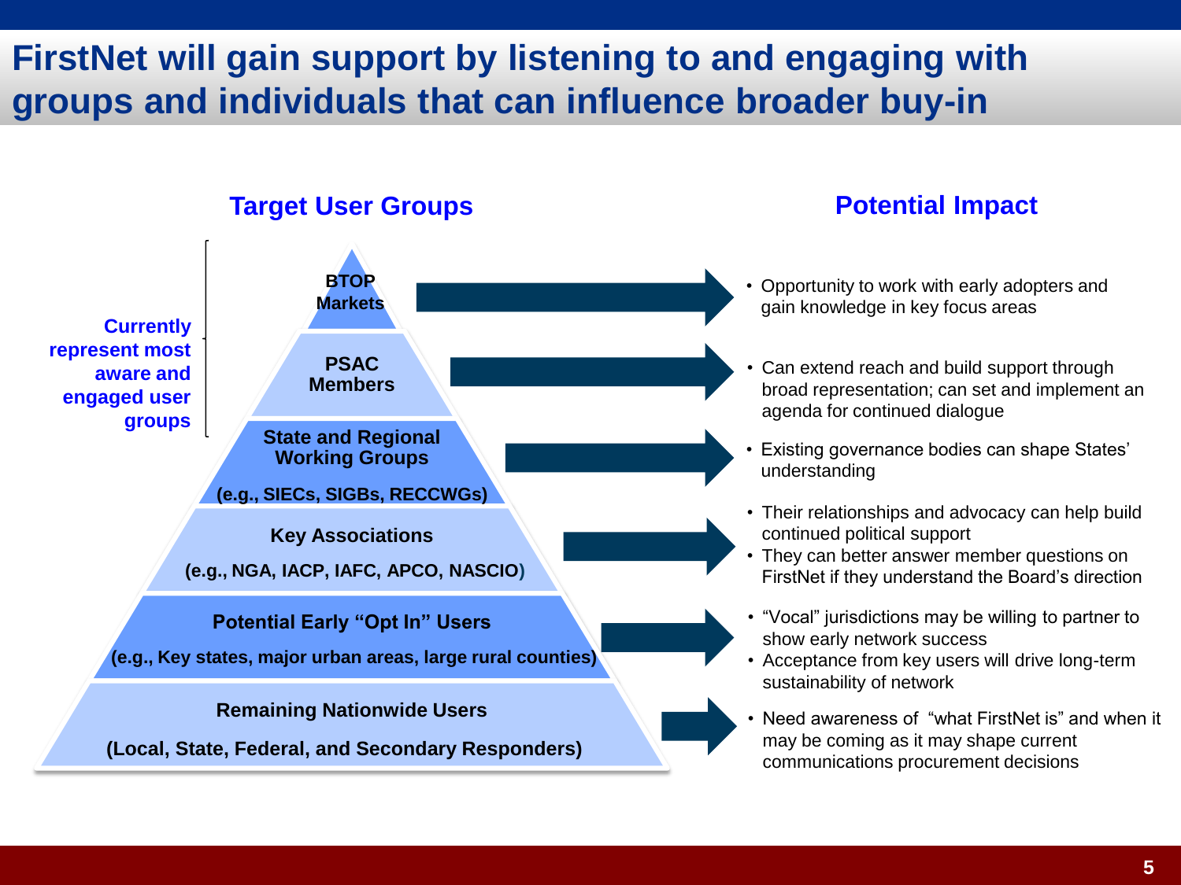# FirstNet will gain support by listening to and engaging with groups and individuals that can influence broader buy-in

| Target User Groups | Potential Impact |
| --- | --- |
| BTOP Markets | • Opportunity to work with early adopters and gain knowledge in key focus areas |
| PSAC Members | • Can extend reach and build support through broad representation; can set and implement an agenda for continued dialogue |
| State and Regional Working Groups (e.g., SIECs, SIGBs, RECCWGs) | • Existing governance bodies can shape States' understanding |
| Key Associations (e.g., NGA, IACP, IAFC, APCO, NASCIO) | • Their relationships and advocacy can help build continued political support<br>• They can better answer member questions on FirstNet if they understand the Board's direction |
| Potential Early "Opt In" Users (e.g., Key states, major urban areas, large rural counties) | • "Vocal" jurisdictions may be willing to partner to show early network success<br>• Acceptance from key users will drive long-term sustainability of network |
| Remaining Nationwide Users (Local, State, Federal, and Secondary Responders) | • Need awareness of "what FirstNet is" and when it may be coming as it may shape current communications procurement decisions |

**Currently represent most aware and engaged user groups** (BTOP Markets and PSAC Members)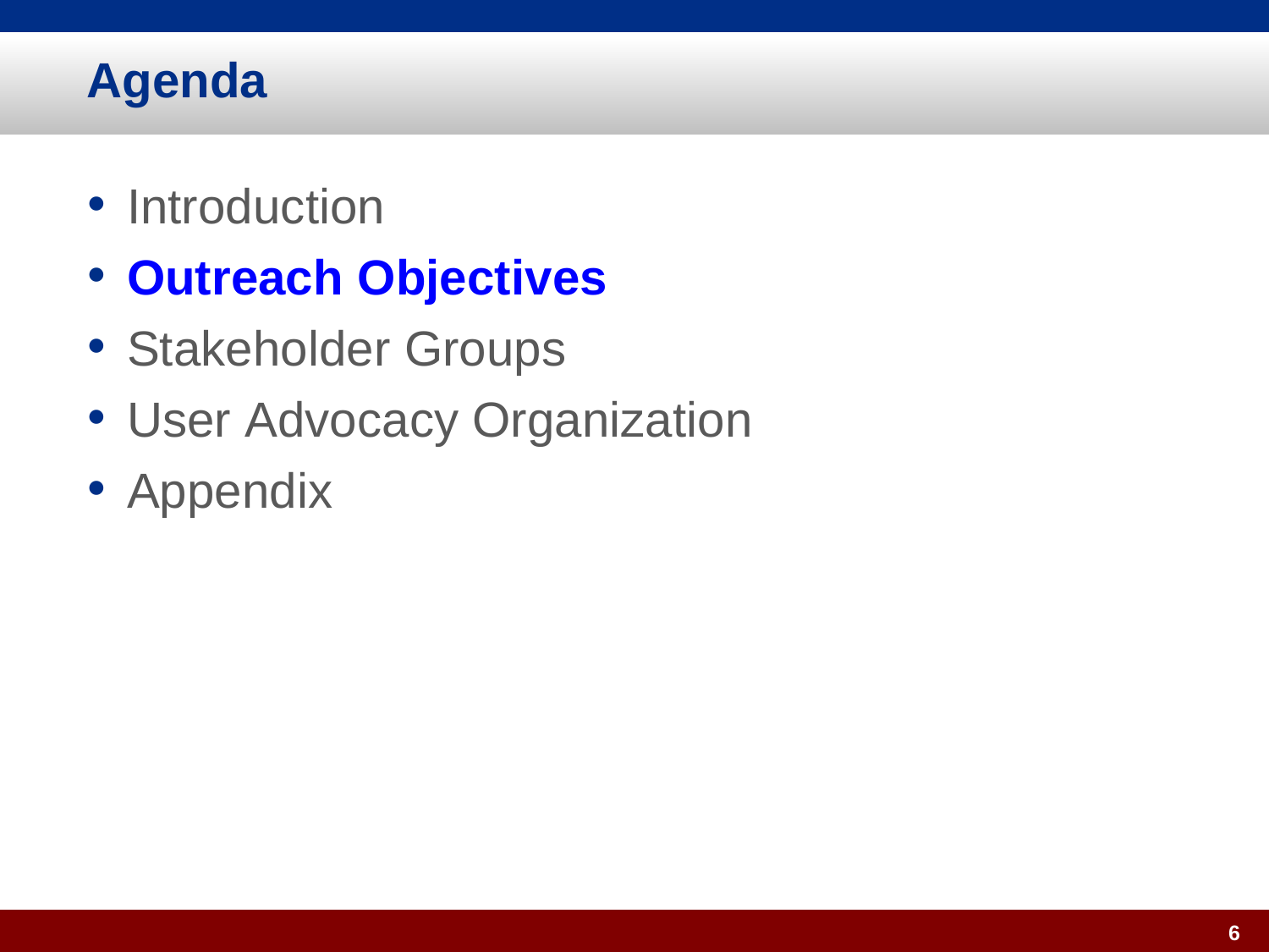# Agenda

- Introduction
- **Outreach Objectives**
- Stakeholder Groups
- User Advocacy Organization
- Appendix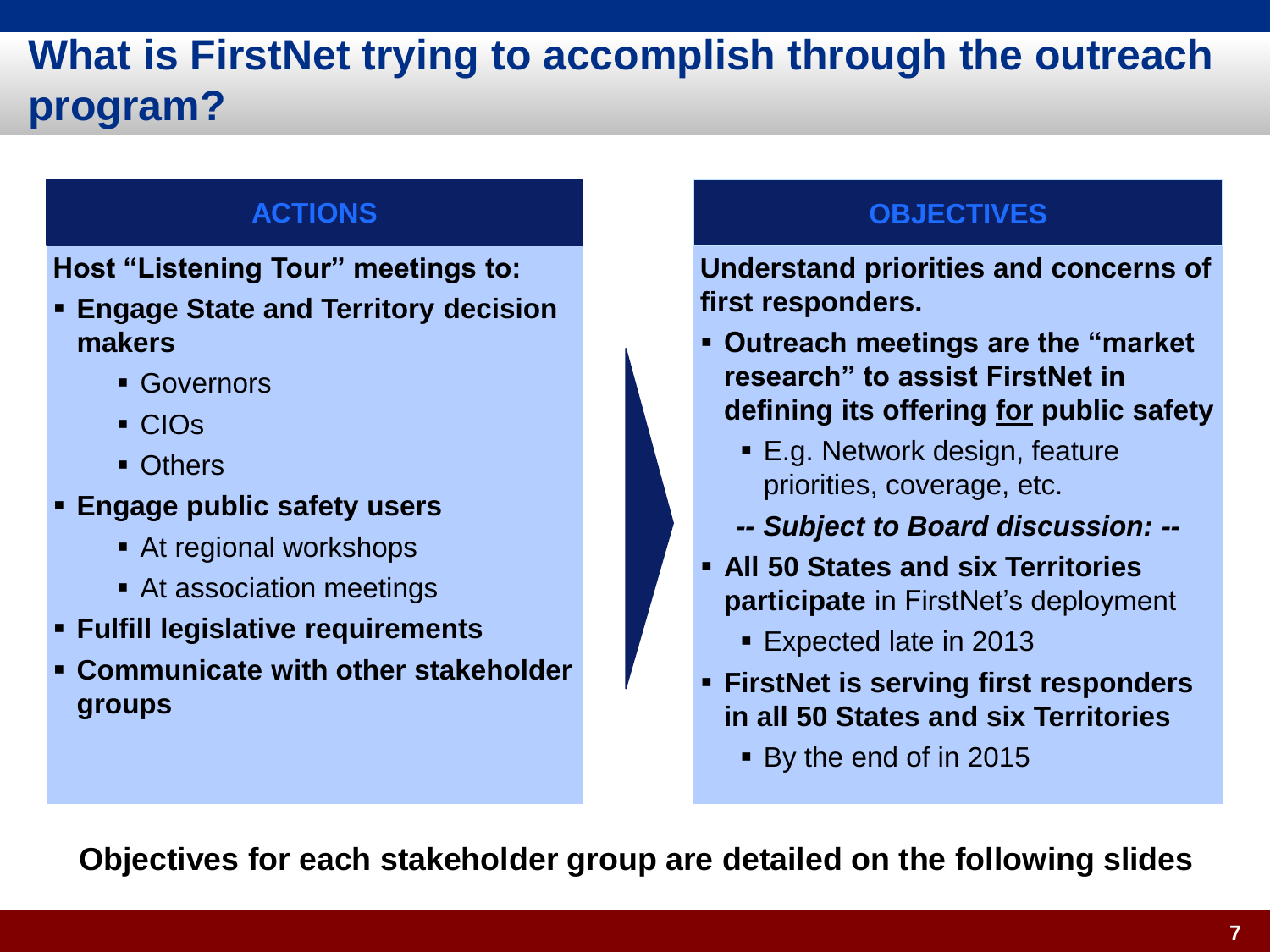# What is FirstNet trying to accomplish through the outreach program?

## ACTIONS

**Host "Listening Tour" meetings to:**

- **Engage State and Territory decision makers**
  - Governors
  - CIOs
  - Others
- **Engage public safety users**
  - At regional workshops
  - At association meetings
- **Fulfill legislative requirements**
- **Communicate with other stakeholder groups**

## OBJECTIVES

**Understand priorities and concerns of first responders.**

- **Outreach meetings are the "market research" to assist FirstNet in defining its offering <u>for</u> public safety**
  - E.g. Network design, feature priorities, coverage, etc.

***-- Subject to Board discussion: --***

- **All 50 States and six Territories participate** in FirstNet's deployment
  - Expected late in 2013
- **FirstNet is serving first responders in all 50 States and six Territories**
  - By the end of in 2015

**Objectives for each stakeholder group are detailed on the following slides**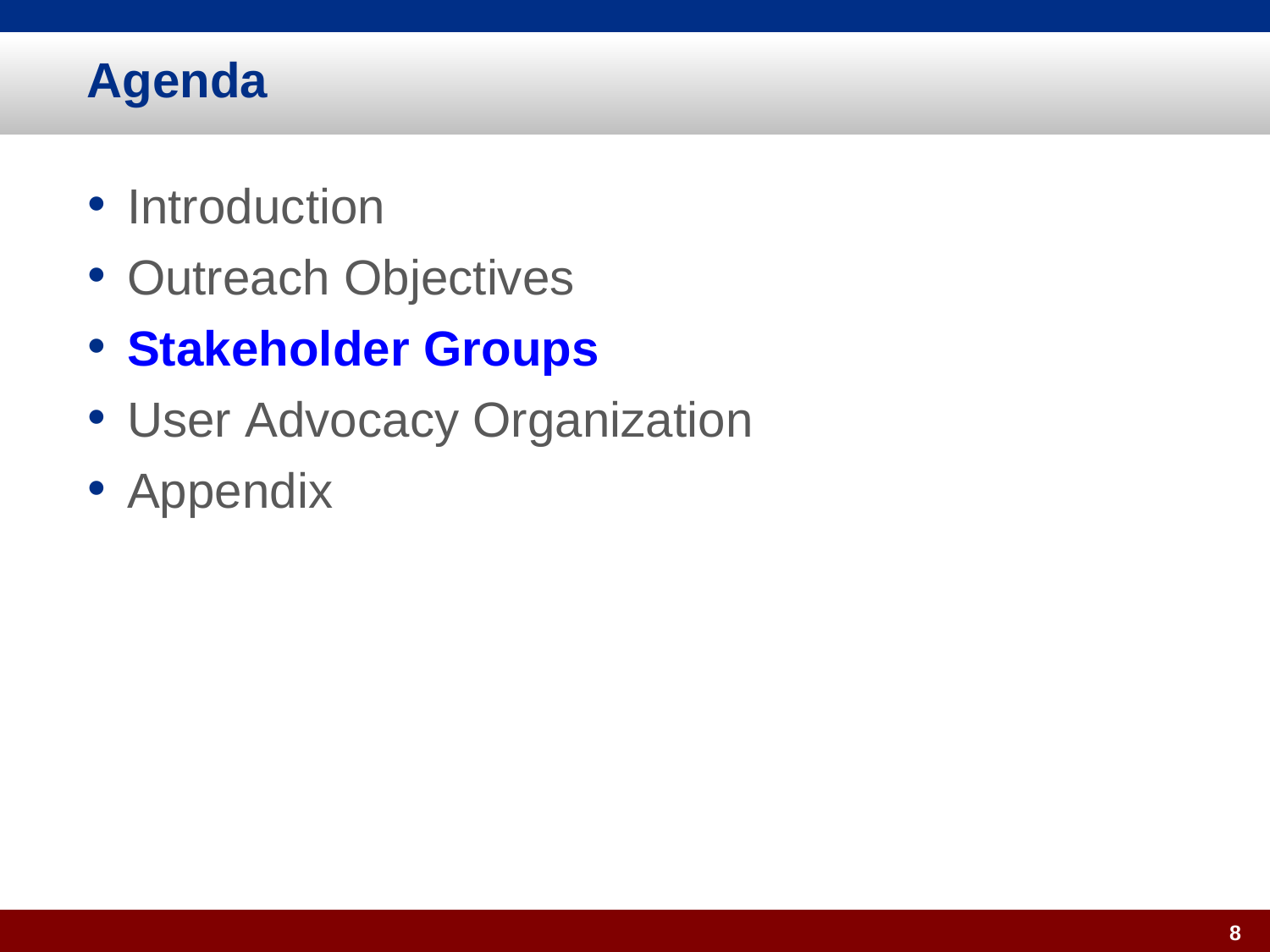# Agenda

- Introduction
- Outreach Objectives
- **Stakeholder Groups**
- User Advocacy Organization
- Appendix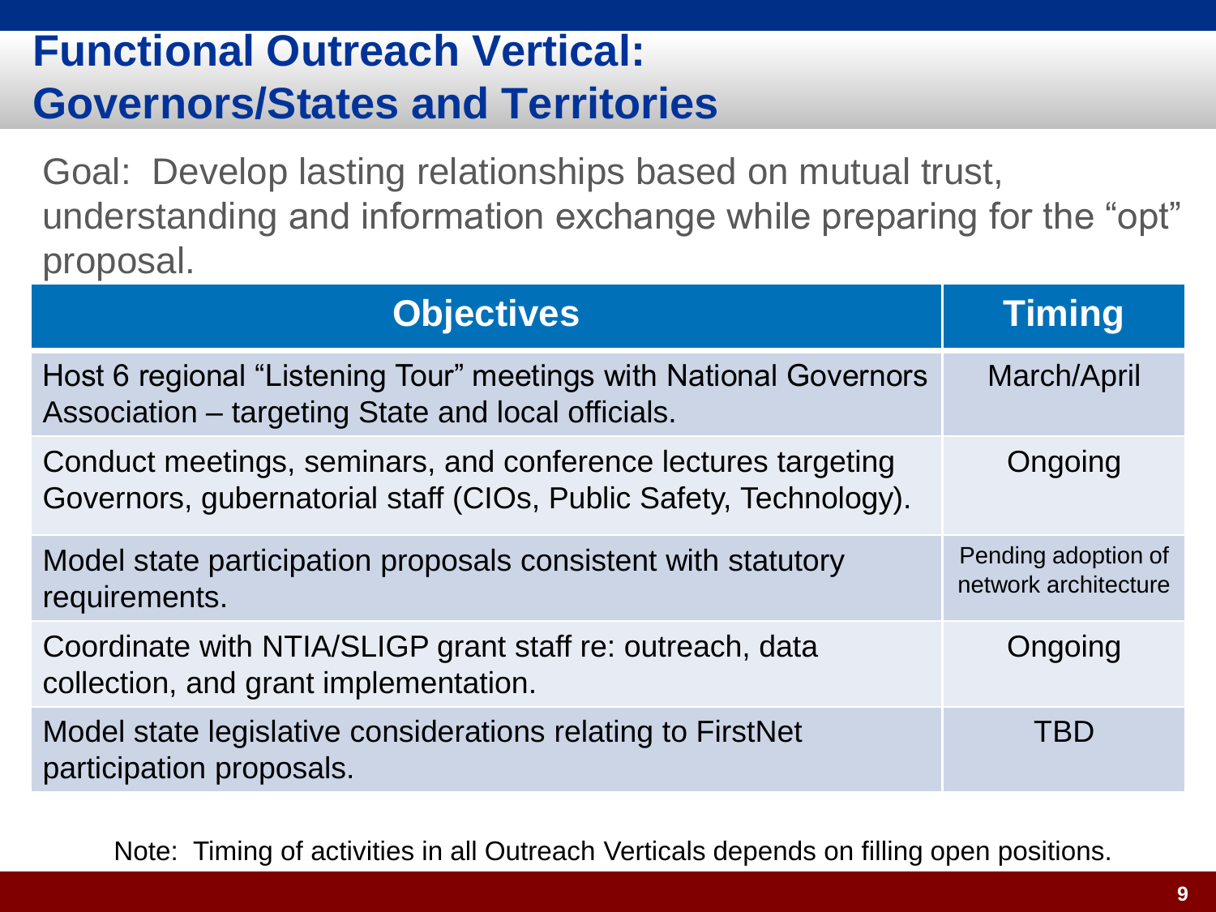# Functional Outreach Vertical: Governors/States and Territories

Goal: Develop lasting relationships based on mutual trust, understanding and information exchange while preparing for the "opt" proposal.

| Objectives | Timing |
|---|---|
| Host 6 regional "Listening Tour" meetings with National Governors Association – targeting State and local officials. | March/April |
| Conduct meetings, seminars, and conference lectures targeting Governors, gubernatorial staff (CIOs, Public Safety, Technology). | Ongoing |
| Model state participation proposals consistent with statutory requirements. | Pending adoption of network architecture |
| Coordinate with NTIA/SLIGP grant staff re: outreach, data collection, and grant implementation. | Ongoing |
| Model state legislative considerations relating to FirstNet participation proposals. | TBD |

Note: Timing of activities in all Outreach Verticals depends on filling open positions.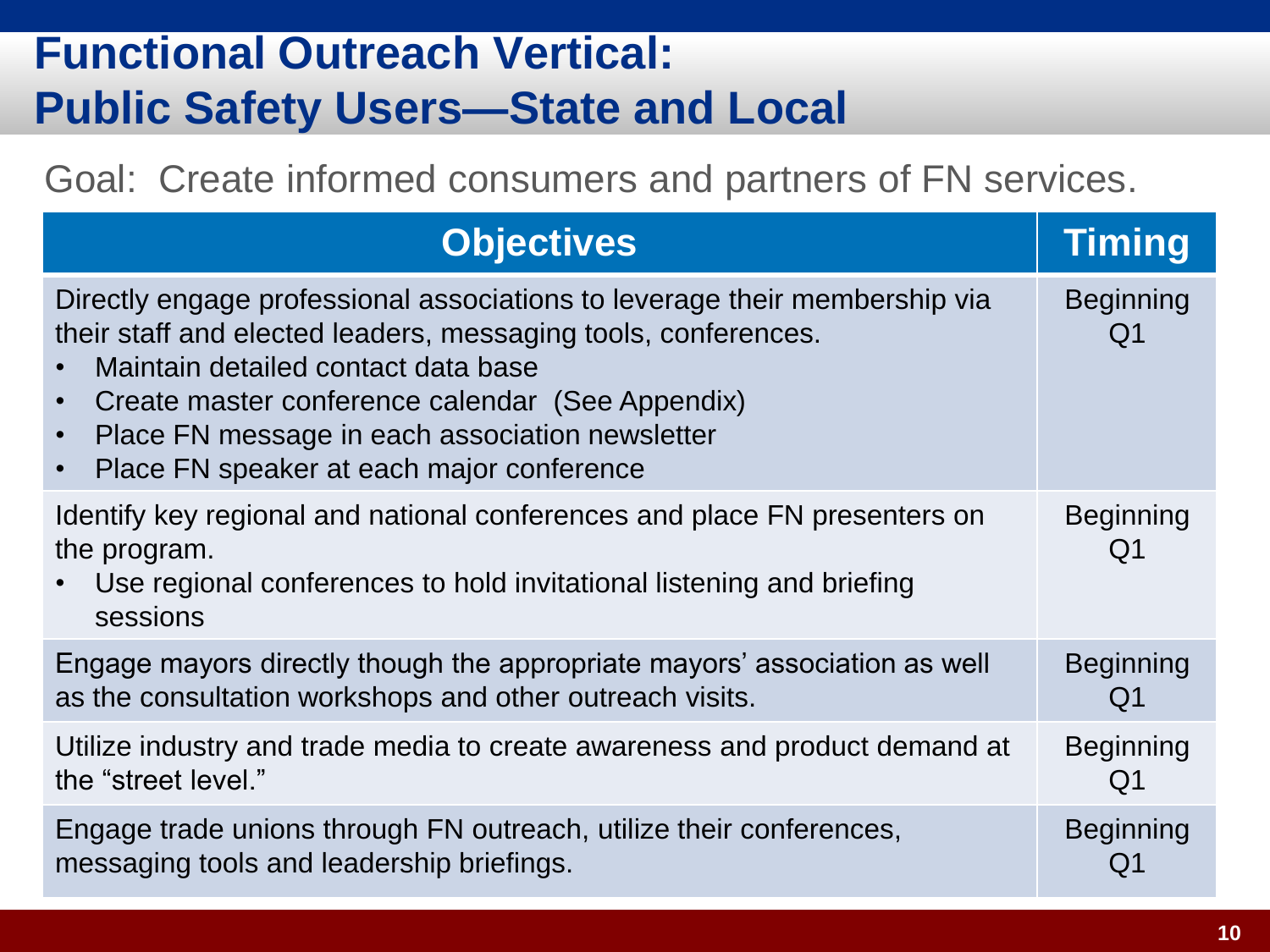# Functional Outreach Vertical: Public Safety Users—State and Local

Goal: Create informed consumers and partners of FN services.

| Objectives | Timing |
|---|---|
| Directly engage professional associations to leverage their membership via their staff and elected leaders, messaging tools, conferences.<br>• Maintain detailed contact data base<br>• Create master conference calendar (See Appendix)<br>• Place FN message in each association newsletter<br>• Place FN speaker at each major conference | Beginning Q1 |
| Identify key regional and national conferences and place FN presenters on the program.<br>• Use regional conferences to hold invitational listening and briefing sessions | Beginning Q1 |
| Engage mayors directly though the appropriate mayors' association as well as the consultation workshops and other outreach visits. | Beginning Q1 |
| Utilize industry and trade media to create awareness and product demand at the "street level." | Beginning Q1 |
| Engage trade unions through FN outreach, utilize their conferences, messaging tools and leadership briefings. | Beginning Q1 |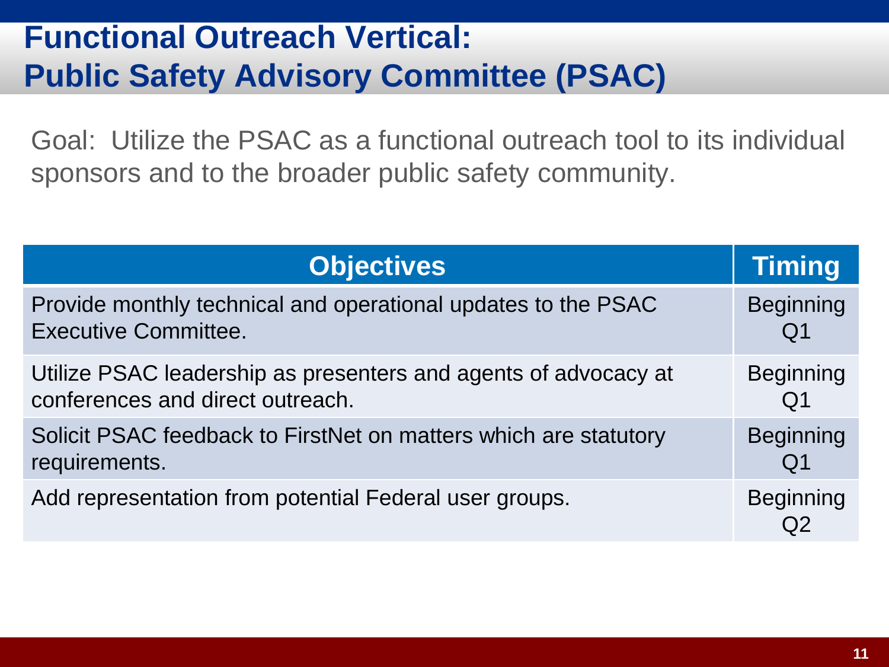# Functional Outreach Vertical: Public Safety Advisory Committee (PSAC)

Goal: Utilize the PSAC as a functional outreach tool to its individual sponsors and to the broader public safety community.

| Objectives | Timing |
|---|---|
| Provide monthly technical and operational updates to the PSAC Executive Committee. | Beginning Q1 |
| Utilize PSAC leadership as presenters and agents of advocacy at conferences and direct outreach. | Beginning Q1 |
| Solicit PSAC feedback to FirstNet on matters which are statutory requirements. | Beginning Q1 |
| Add representation from potential Federal user groups. | Beginning Q2 |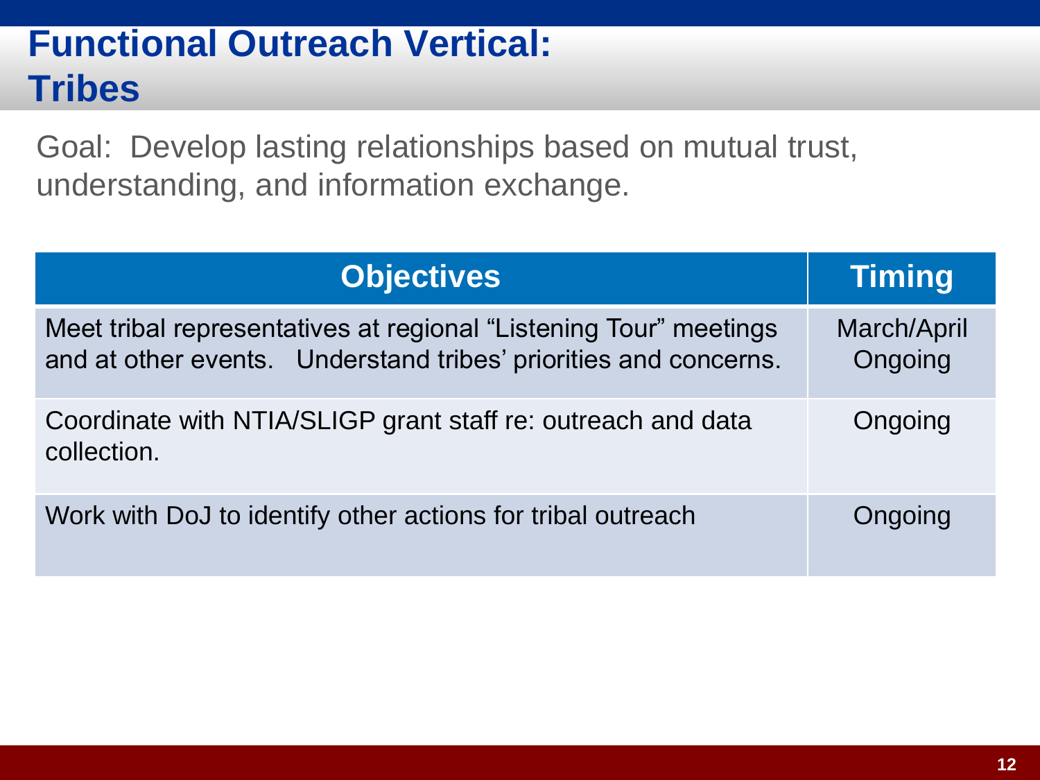# Functional Outreach Vertical: Tribes

Goal: Develop lasting relationships based on mutual trust, understanding, and information exchange.

| Objectives | Timing |
| --- | --- |
| Meet tribal representatives at regional "Listening Tour" meetings and at other events. Understand tribes' priorities and concerns. | March/April Ongoing |
| Coordinate with NTIA/SLIGP grant staff re: outreach and data collection. | Ongoing |
| Work with DoJ to identify other actions for tribal outreach | Ongoing |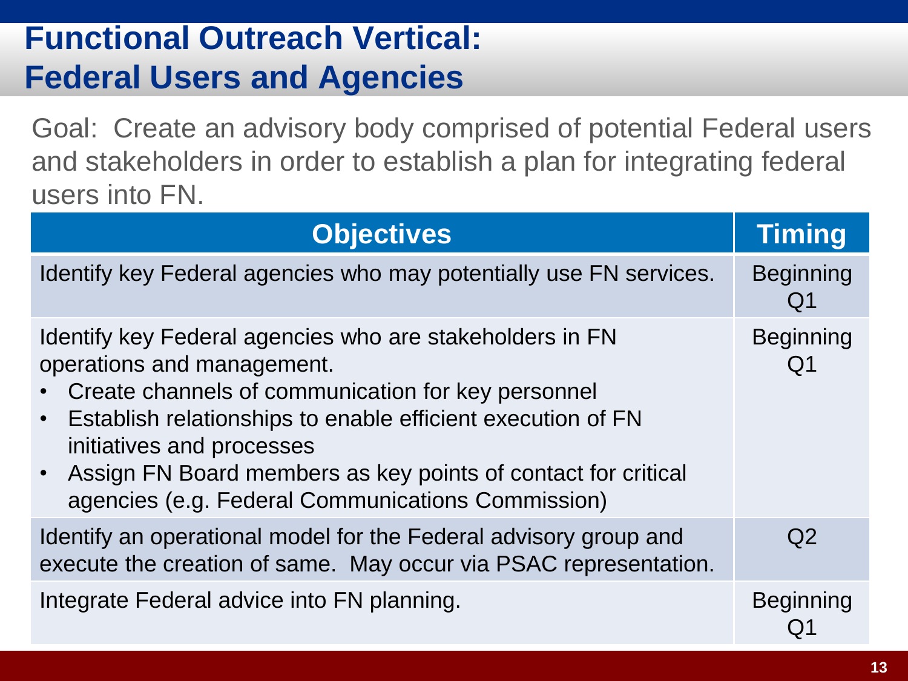# Functional Outreach Vertical: Federal Users and Agencies

Goal: Create an advisory body comprised of potential Federal users and stakeholders in order to establish a plan for integrating federal users into FN.

| Objectives | Timing |
| --- | --- |
| Identify key Federal agencies who may potentially use FN services. | Beginning Q1 |
| Identify key Federal agencies who are stakeholders in FN operations and management.<br>• Create channels of communication for key personnel<br>• Establish relationships to enable efficient execution of FN initiatives and processes<br>• Assign FN Board members as key points of contact for critical agencies (e.g. Federal Communications Commission) | Beginning Q1 |
| Identify an operational model for the Federal advisory group and execute the creation of same. May occur via PSAC representation. | Q2 |
| Integrate Federal advice into FN planning. | Beginning Q1 |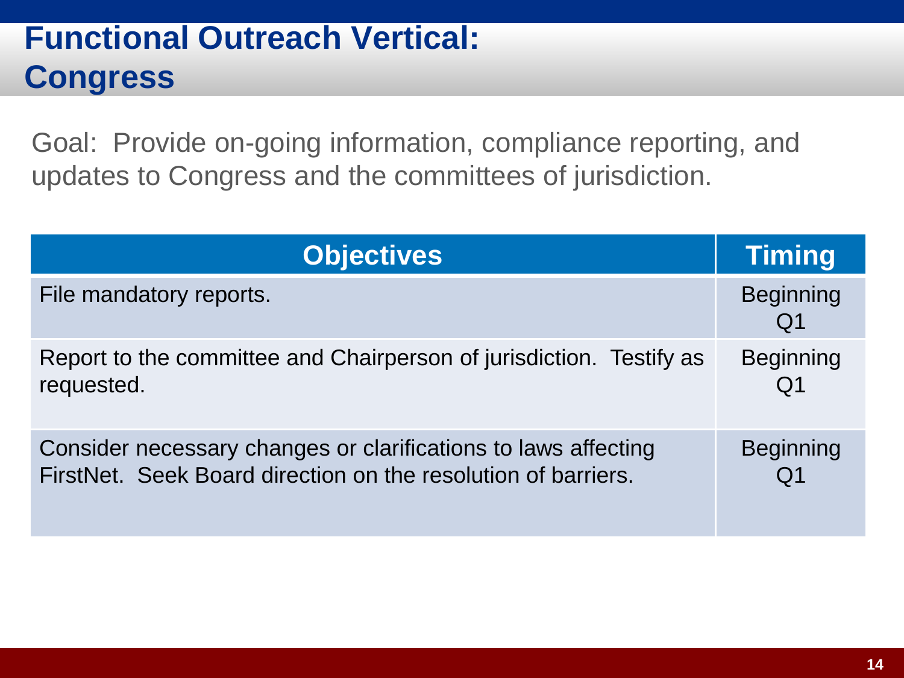# Functional Outreach Vertical: Congress

Goal: Provide on-going information, compliance reporting, and updates to Congress and the committees of jurisdiction.

| Objectives | Timing |
| --- | --- |
| File mandatory reports. | Beginning Q1 |
| Report to the committee and Chairperson of jurisdiction. Testify as requested. | Beginning Q1 |
| Consider necessary changes or clarifications to laws affecting FirstNet. Seek Board direction on the resolution of barriers. | Beginning Q1 |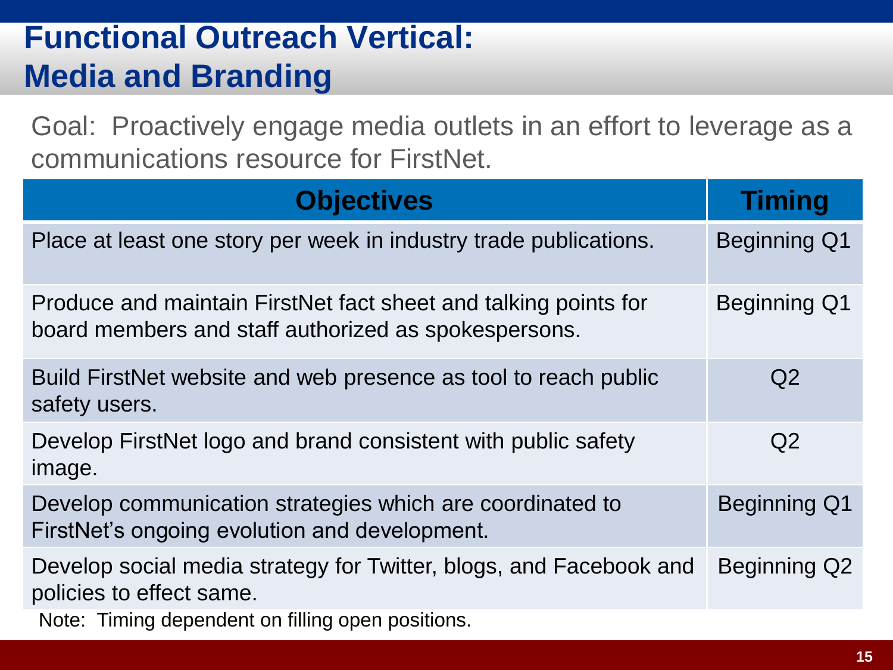# Functional Outreach Vertical: Media and Branding

Goal: Proactively engage media outlets in an effort to leverage as a communications resource for FirstNet.

| Objectives | Timing |
| --- | --- |
| Place at least one story per week in industry trade publications. | Beginning Q1 |
| Produce and maintain FirstNet fact sheet and talking points for board members and staff authorized as spokespersons. | Beginning Q1 |
| Build FirstNet website and web presence as tool to reach public safety users. | Q2 |
| Develop FirstNet logo and brand consistent with public safety image. | Q2 |
| Develop communication strategies which are coordinated to FirstNet's ongoing evolution and development. | Beginning Q1 |
| Develop social media strategy for Twitter, blogs, and Facebook and policies to effect same. | Beginning Q2 |

Note: Timing dependent on filling open positions.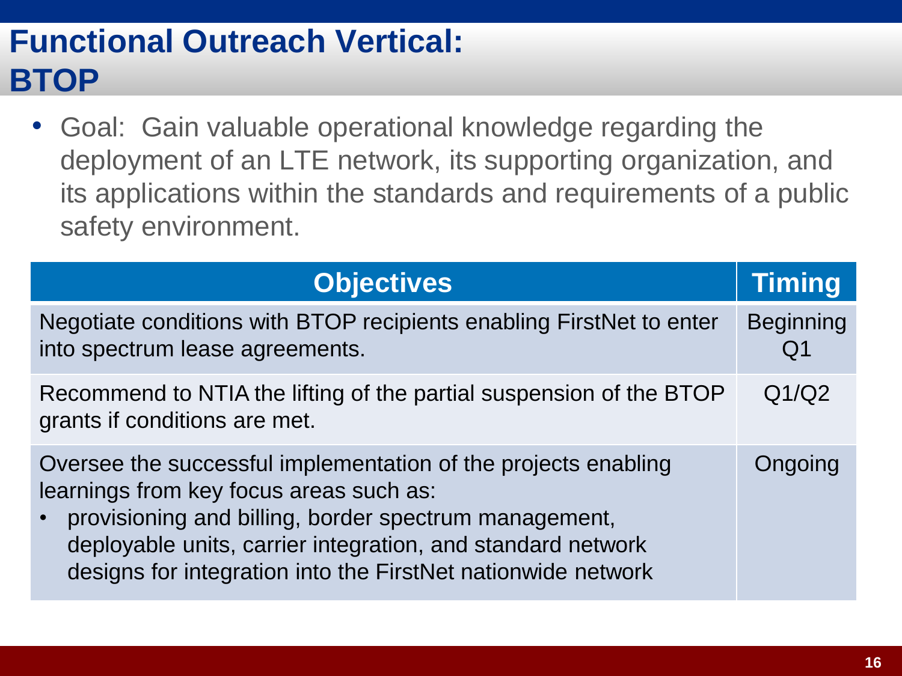# Functional Outreach Vertical: BTOP

- Goal: Gain valuable operational knowledge regarding the deployment of an LTE network, its supporting organization, and its applications within the standards and requirements of a public safety environment.

| Objectives | Timing |
| --- | --- |
| Negotiate conditions with BTOP recipients enabling FirstNet to enter into spectrum lease agreements. | Beginning Q1 |
| Recommend to NTIA the lifting of the partial suspension of the BTOP grants if conditions are met. | Q1/Q2 |
| Oversee the successful implementation of the projects enabling learnings from key focus areas such as: <br>• provisioning and billing, border spectrum management, deployable units, carrier integration, and standard network designs for integration into the FirstNet nationwide network | Ongoing |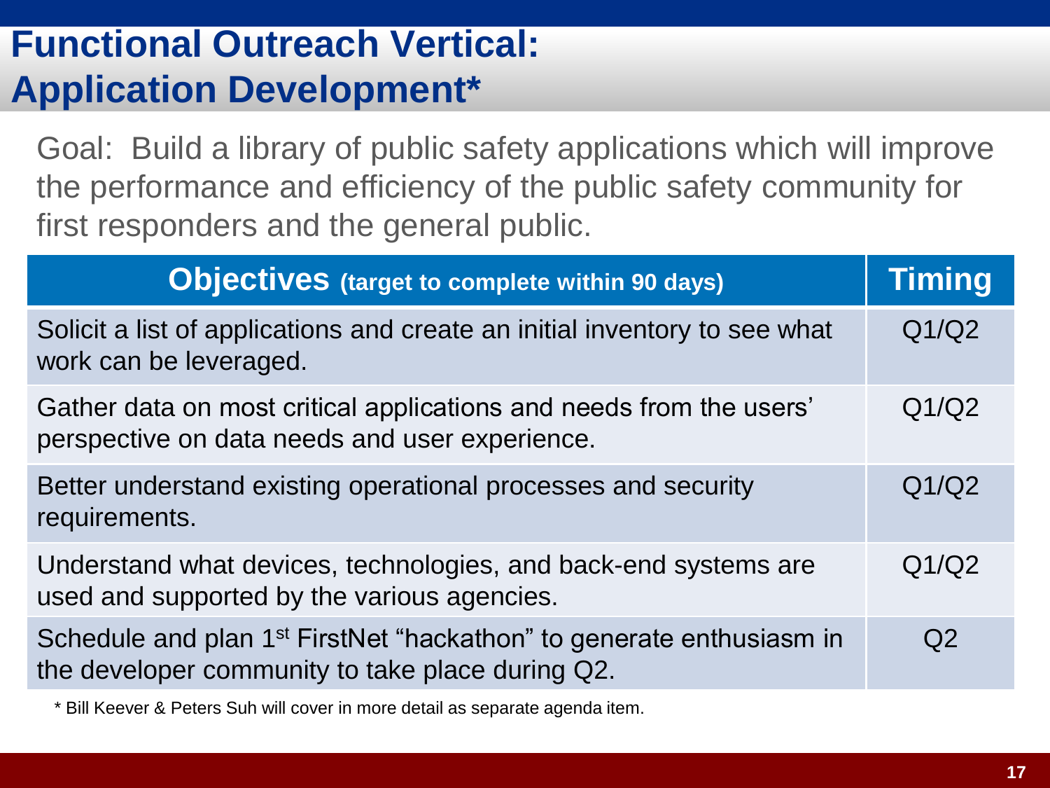# Functional Outreach Vertical: Application Development*

Goal: Build a library of public safety applications which will improve the performance and efficiency of the public safety community for first responders and the general public.

| **Objectives** (target to complete within 90 days) | **Timing** |
|---|---|
| Solicit a list of applications and create an initial inventory to see what work can be leveraged. | Q1/Q2 |
| Gather data on most critical applications and needs from the users' perspective on data needs and user experience. | Q1/Q2 |
| Better understand existing operational processes and security requirements. | Q1/Q2 |
| Understand what devices, technologies, and back-end systems are used and supported by the various agencies. | Q1/Q2 |
| Schedule and plan 1st FirstNet "hackathon" to generate enthusiasm in the developer community to take place during Q2. | Q2 |

* Bill Keever & Peters Suh will cover in more detail as separate agenda item.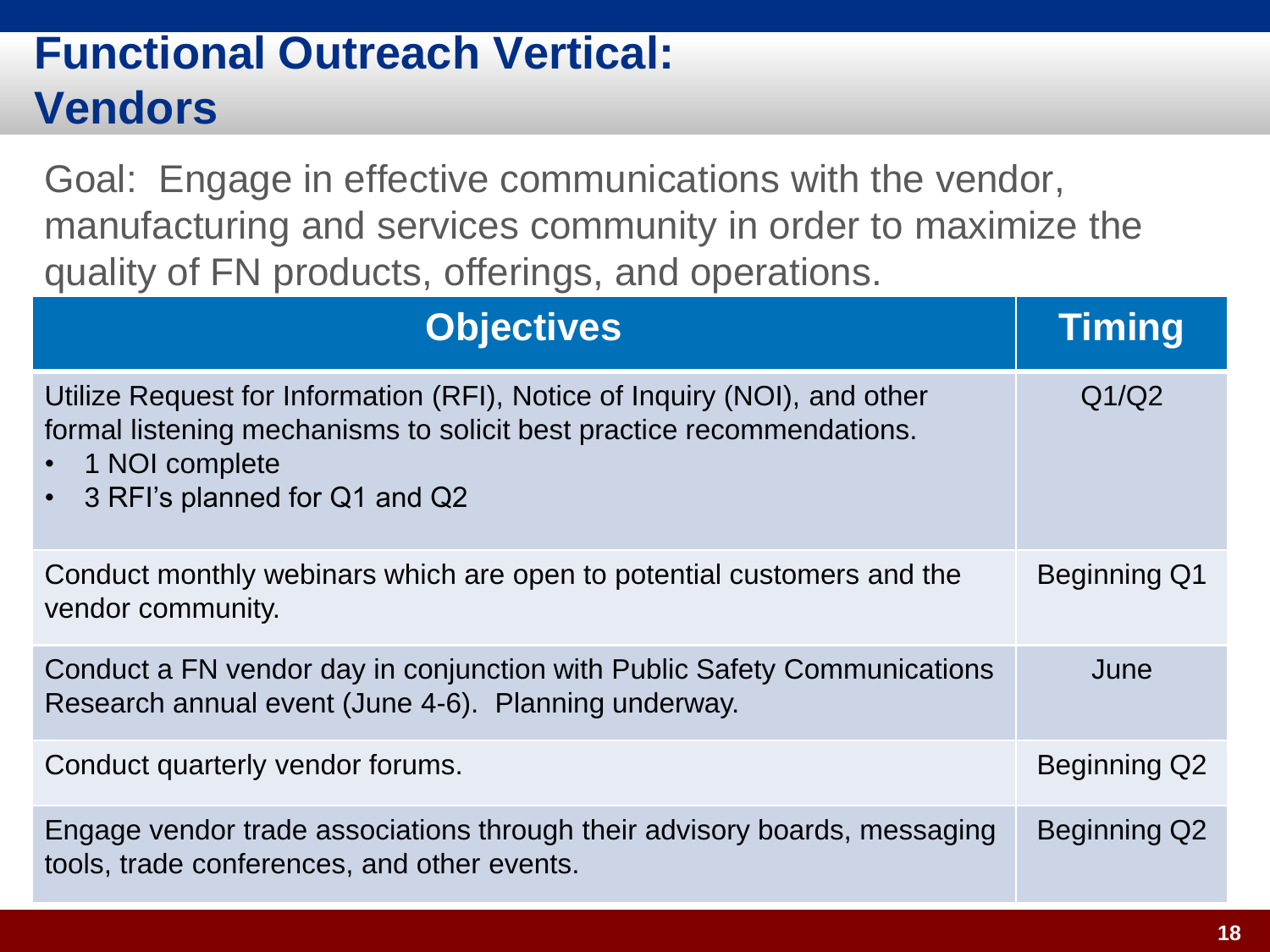# Functional Outreach Vertical: Vendors

Goal: Engage in effective communications with the vendor, manufacturing and services community in order to maximize the quality of FN products, offerings, and operations.

| Objectives | Timing |
|---|---|
| Utilize Request for Information (RFI), Notice of Inquiry (NOI), and other formal listening mechanisms to solicit best practice recommendations.<br>• 1 NOI complete<br>• 3 RFI's planned for Q1 and Q2 | Q1/Q2 |
| Conduct monthly webinars which are open to potential customers and the vendor community. | Beginning Q1 |
| Conduct a FN vendor day in conjunction with Public Safety Communications Research annual event (June 4-6). Planning underway. | June |
| Conduct quarterly vendor forums. | Beginning Q2 |
| Engage vendor trade associations through their advisory boards, messaging tools, trade conferences, and other events. | Beginning Q2 |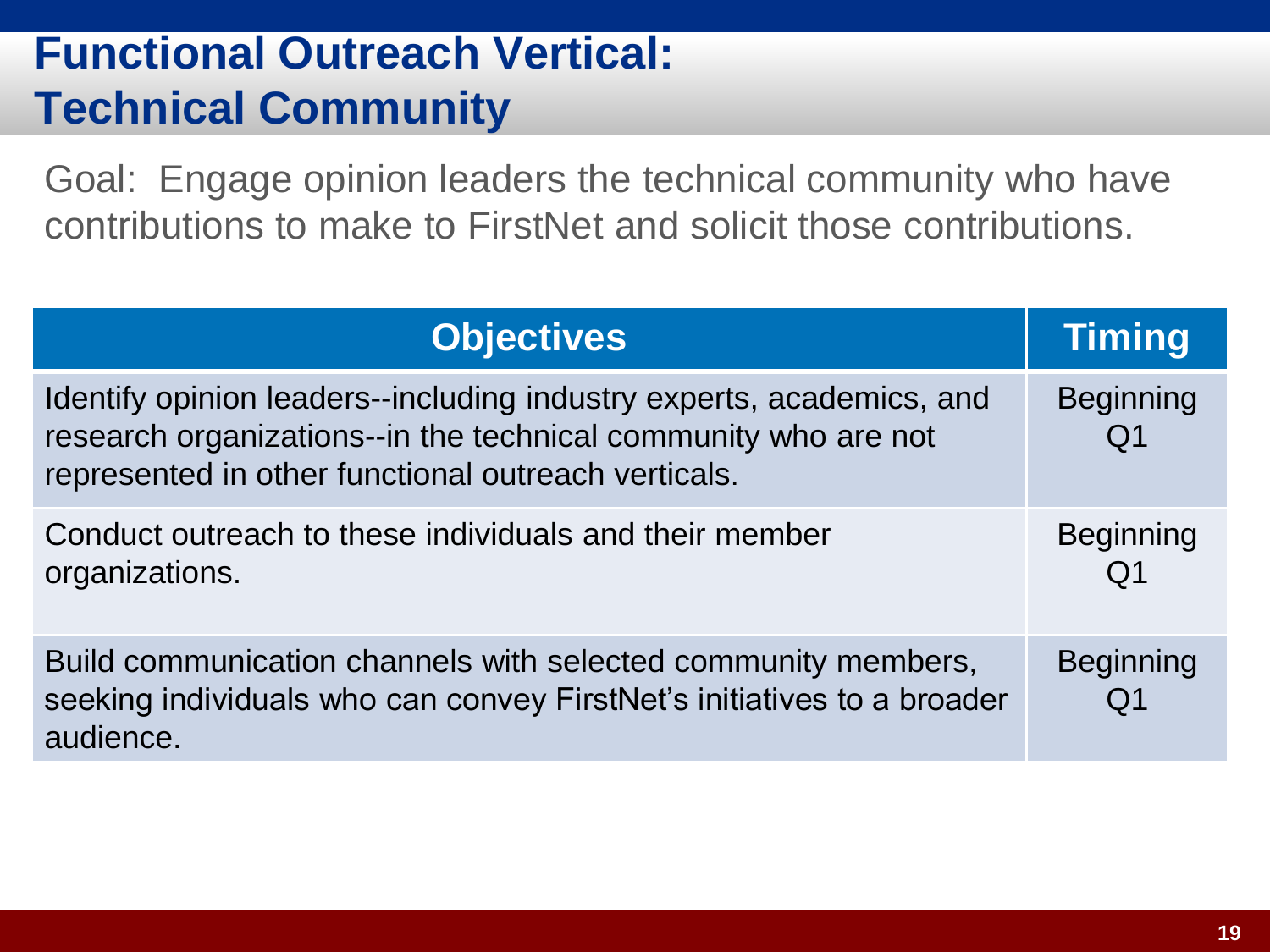# Functional Outreach Vertical: Technical Community

Goal: Engage opinion leaders the technical community who have contributions to make to FirstNet and solicit those contributions.

| Objectives | Timing |
|---|---|
| Identify opinion leaders--including industry experts, academics, and research organizations--in the technical community who are not represented in other functional outreach verticals. | Beginning Q1 |
| Conduct outreach to these individuals and their member organizations. | Beginning Q1 |
| Build communication channels with selected community members, seeking individuals who can convey FirstNet's initiatives to a broader audience. | Beginning Q1 |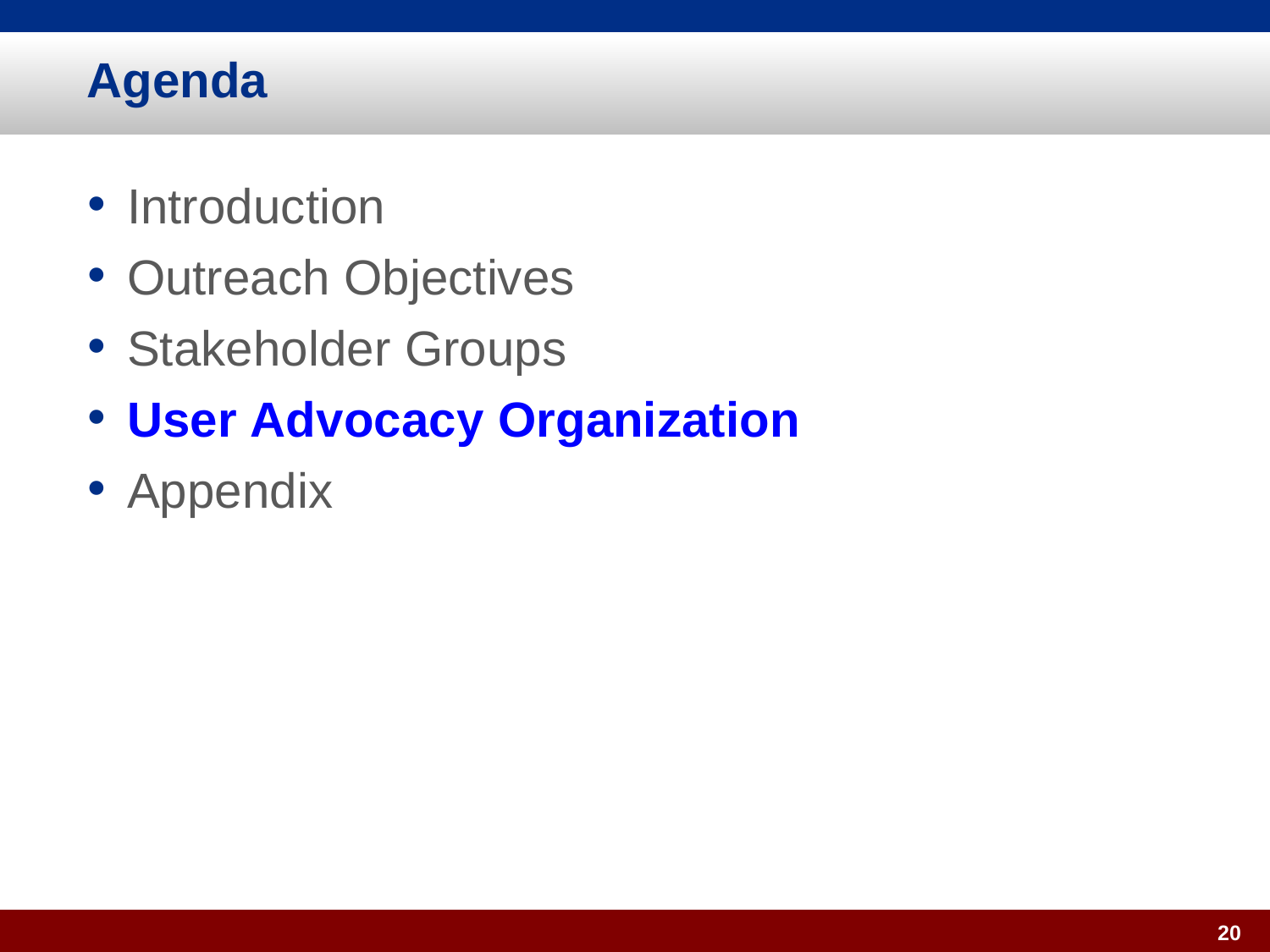# Agenda

- Introduction
- Outreach Objectives
- Stakeholder Groups
- **User Advocacy Organization**
- Appendix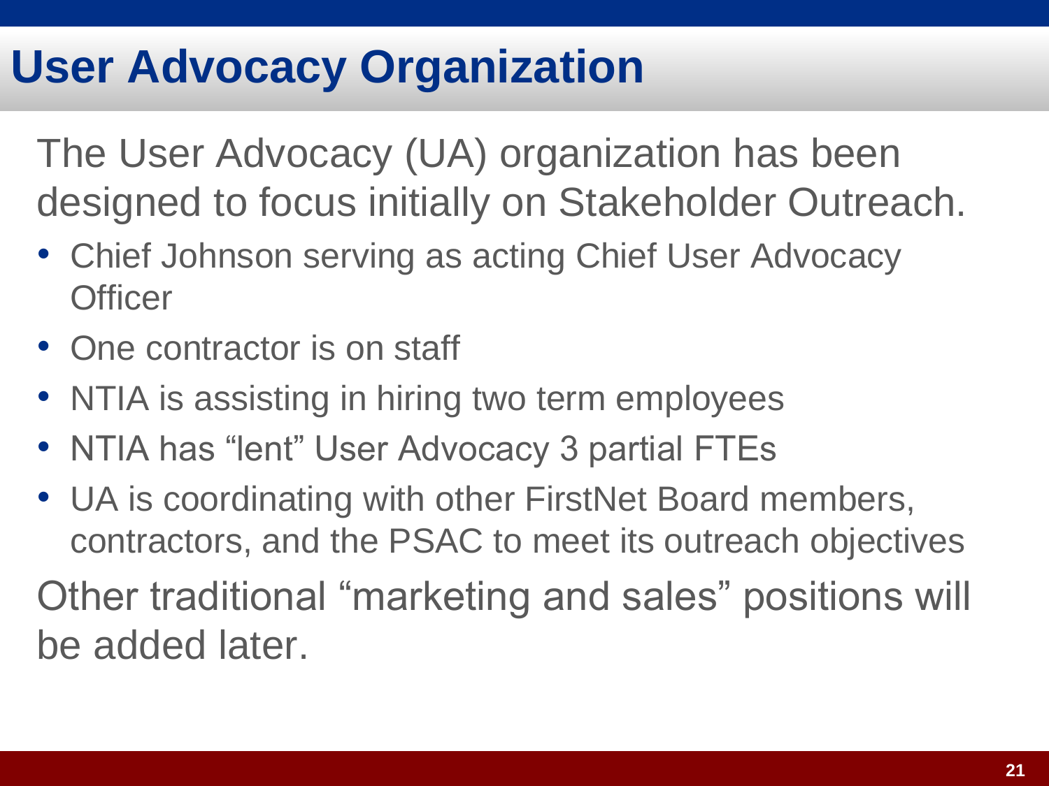# User Advocacy Organization

The User Advocacy (UA) organization has been designed to focus initially on Stakeholder Outreach.

- Chief Johnson serving as acting Chief User Advocacy Officer
- One contractor is on staff
- NTIA is assisting in hiring two term employees
- NTIA has “lent” User Advocacy 3 partial FTEs
- UA is coordinating with other FirstNet Board members, contractors, and the PSAC to meet its outreach objectives

Other traditional “marketing and sales” positions will be added later.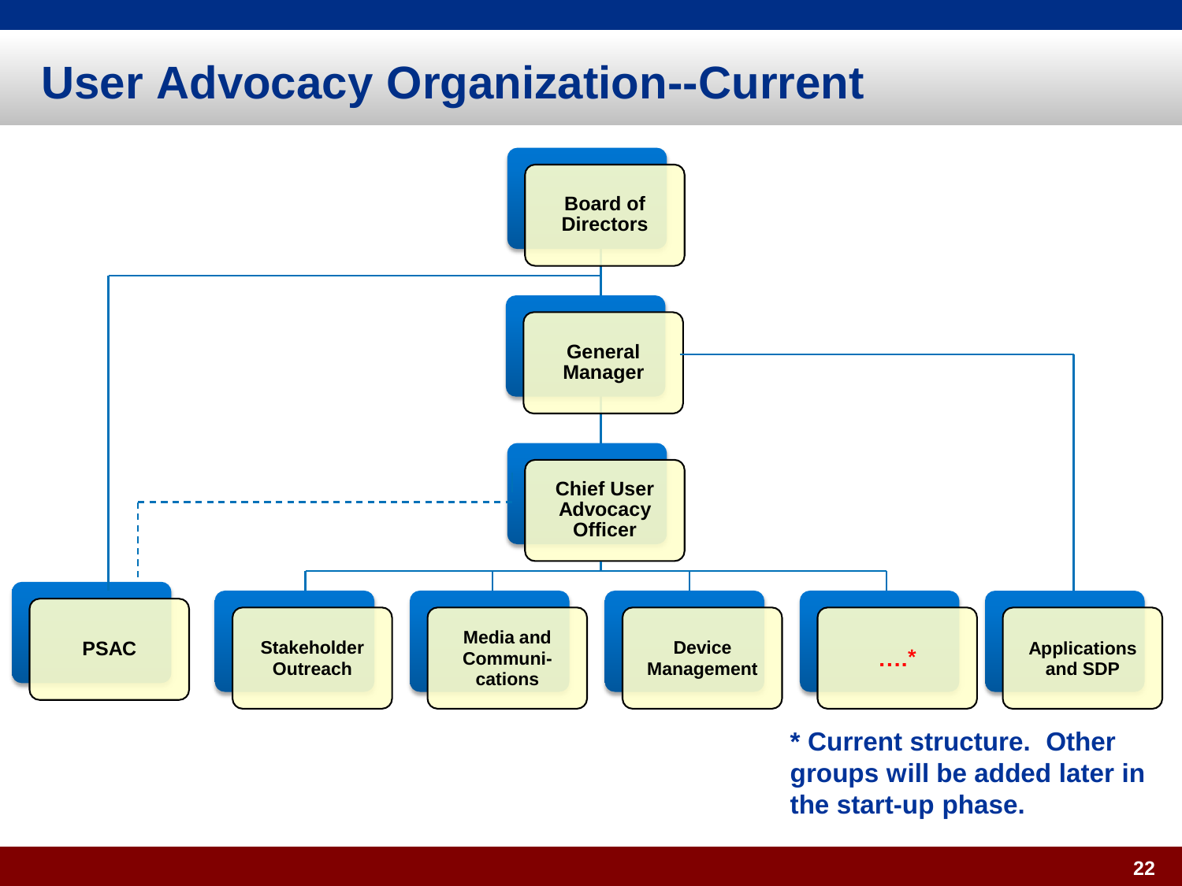# User Advocacy Organization--Current

- Board of Directors
  - PSAC
  - General Manager
    - Applications and SDP
    - Chief User Advocacy Officer
      - PSAC (dotted line)
      - Stakeholder Outreach
      - Media and Communi-cations
      - Device Management
      - ….*

**\* Current structure. Other groups will be added later in the start-up phase.**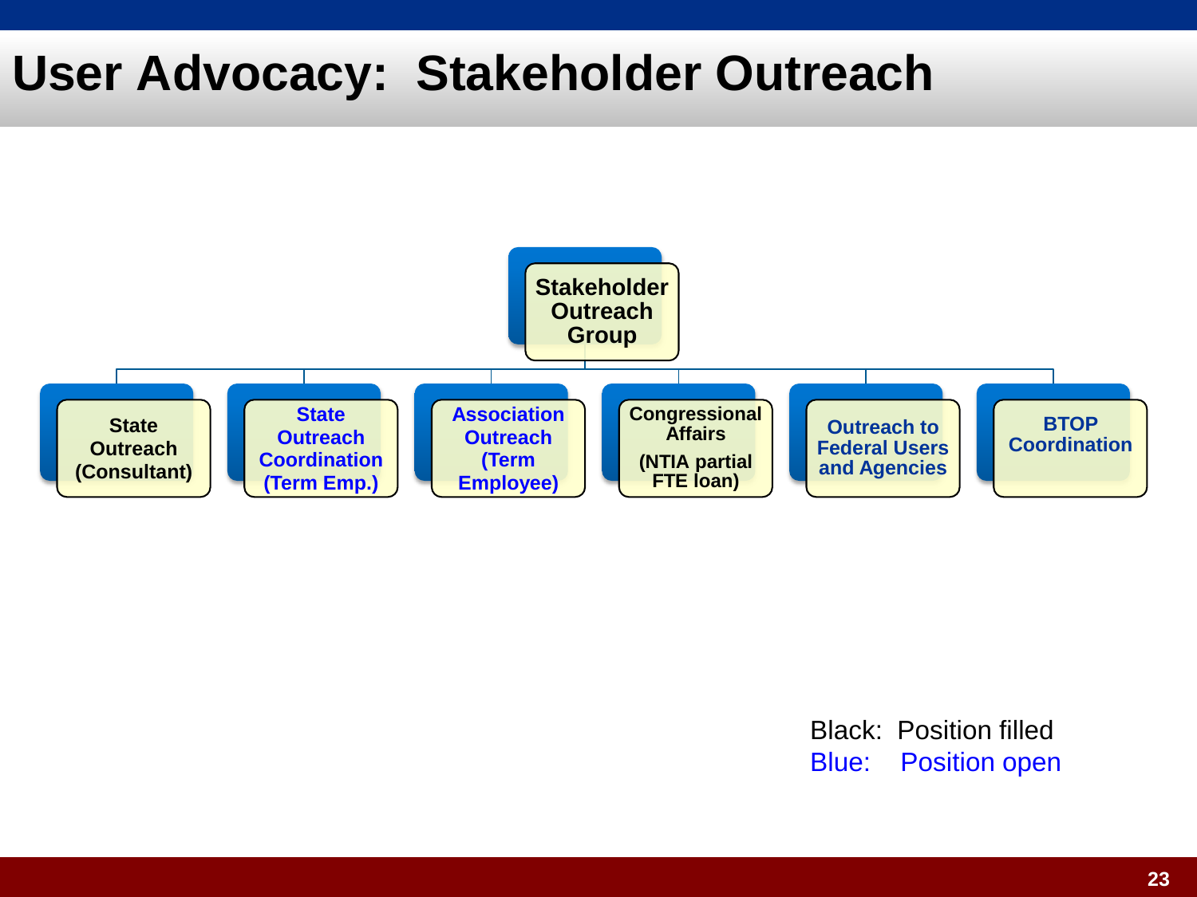# User Advocacy: Stakeholder Outreach

**Stakeholder Outreach Group**

- **State Outreach (Consultant)**
- **State Outreach Coordination (Term Emp.)**
- **Association Outreach (Term Employee)**
- **Congressional Affairs (NTIA partial FTE loan)**
- **Outreach to Federal Users and Agencies**
- **BTOP Coordination**

Black: Position filled
Blue: Position open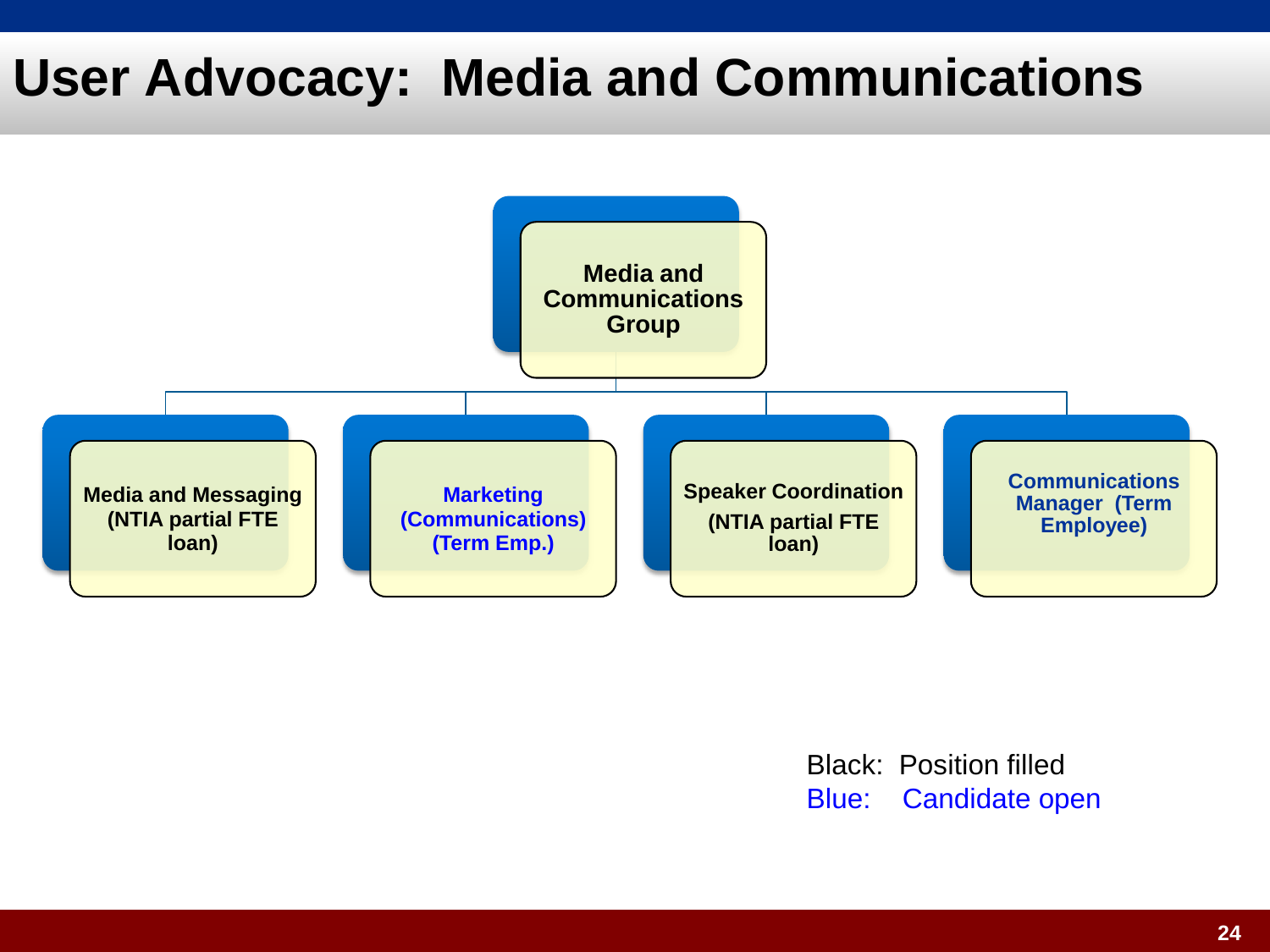# User Advocacy: Media and Communications

**Media and Communications Group**

- **Media and Messaging (NTIA partial FTE loan)**
- **Marketing (Communications) (Term Emp.)**
- **Speaker Coordination (NTIA partial FTE loan)**
- **Communications Manager (Term Employee)**

Black: Position filled
Blue: Candidate open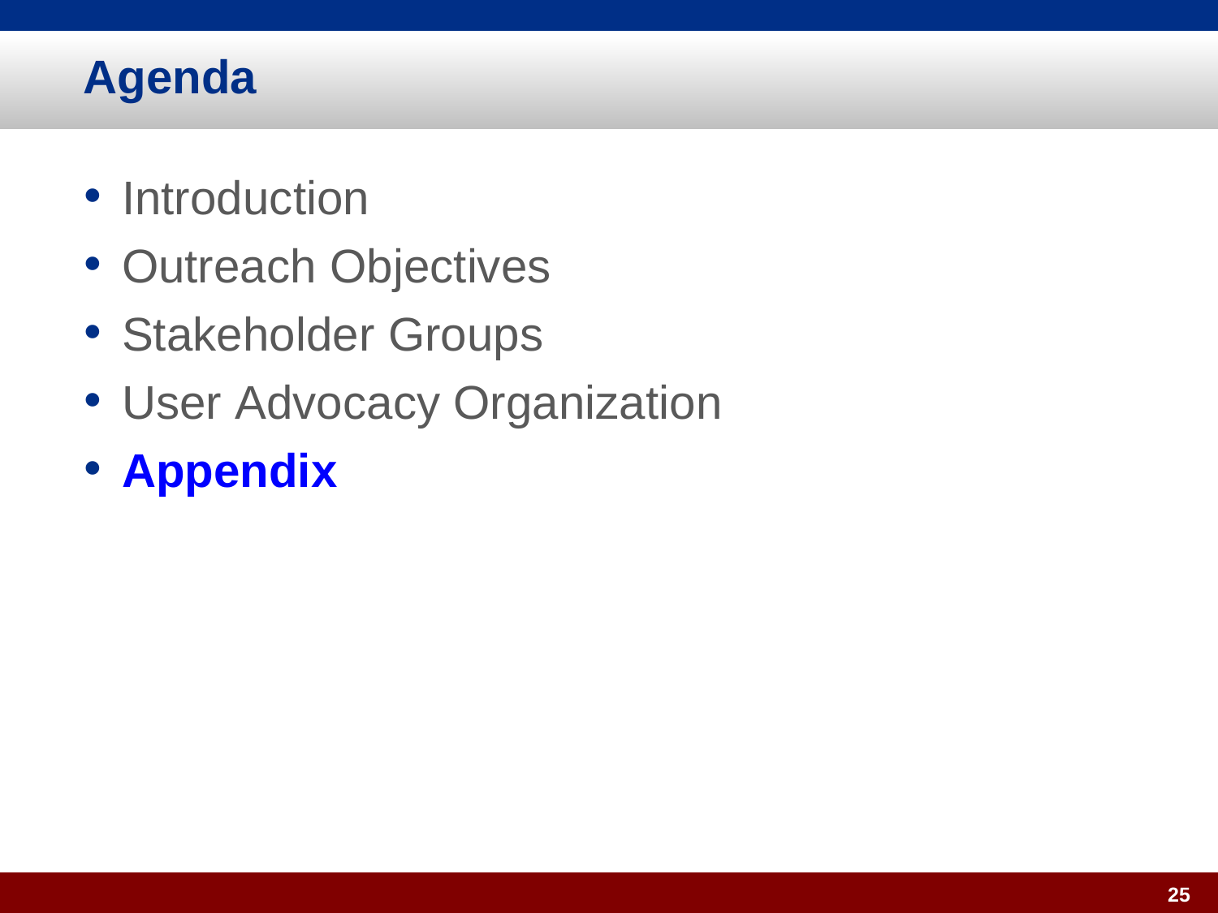# Agenda

- Introduction
- Outreach Objectives
- Stakeholder Groups
- User Advocacy Organization
- **Appendix**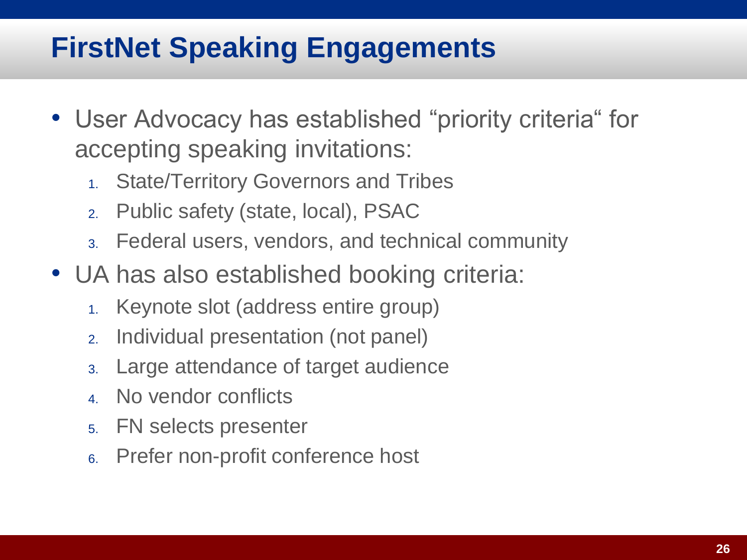# FirstNet Speaking Engagements

- User Advocacy has established “priority criteria“ for accepting speaking invitations:
  1. State/Territory Governors and Tribes
  2. Public safety (state, local), PSAC
  3. Federal users, vendors, and technical community
- UA has also established booking criteria:
  1. Keynote slot (address entire group)
  2. Individual presentation (not panel)
  3. Large attendance of target audience
  4. No vendor conflicts
  5. FN selects presenter
  6. Prefer non-profit conference host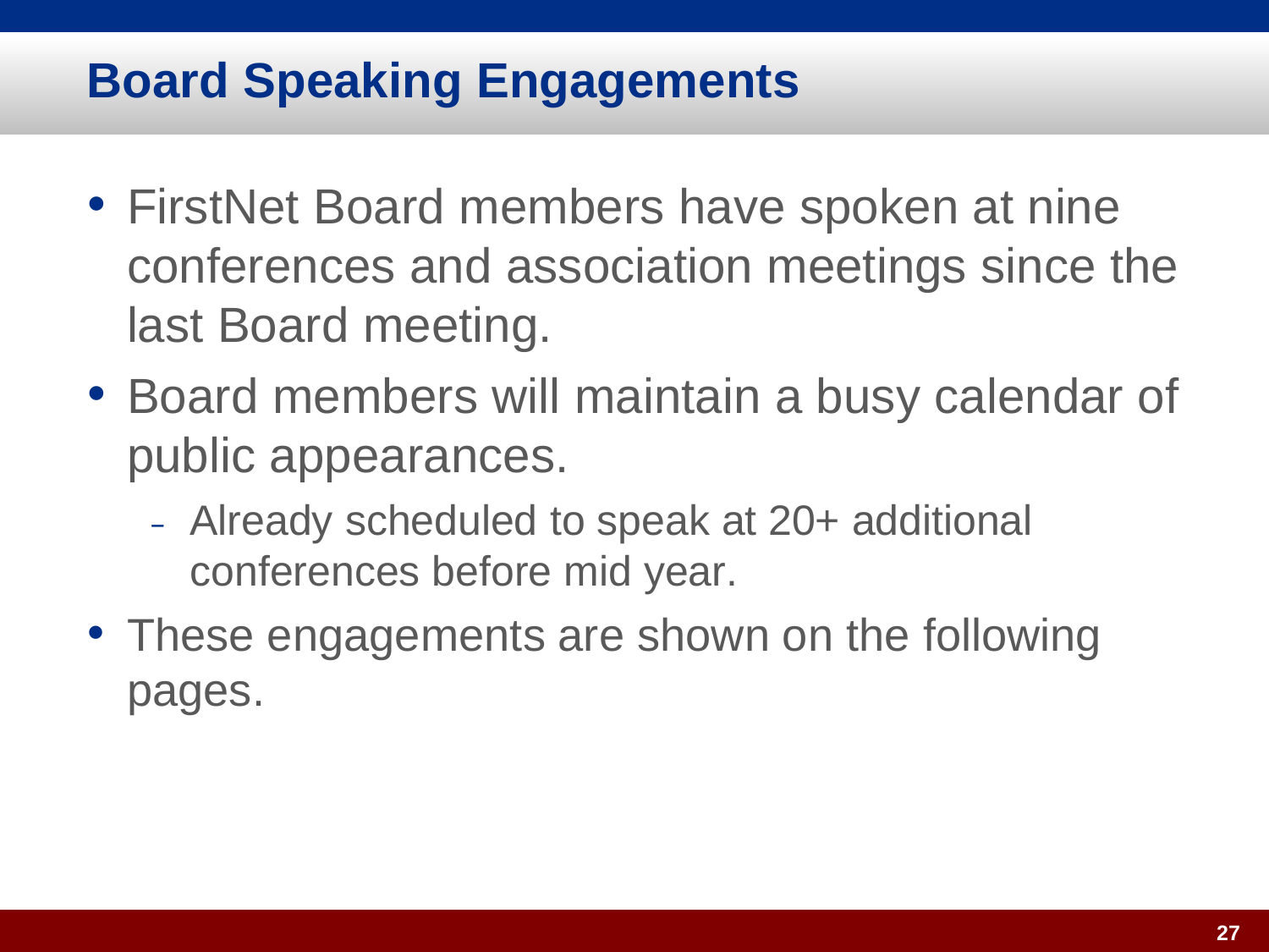# Board Speaking Engagements

- FirstNet Board members have spoken at nine conferences and association meetings since the last Board meeting.
- Board members will maintain a busy calendar of public appearances.
  - Already scheduled to speak at 20+ additional conferences before mid year.
- These engagements are shown on the following pages.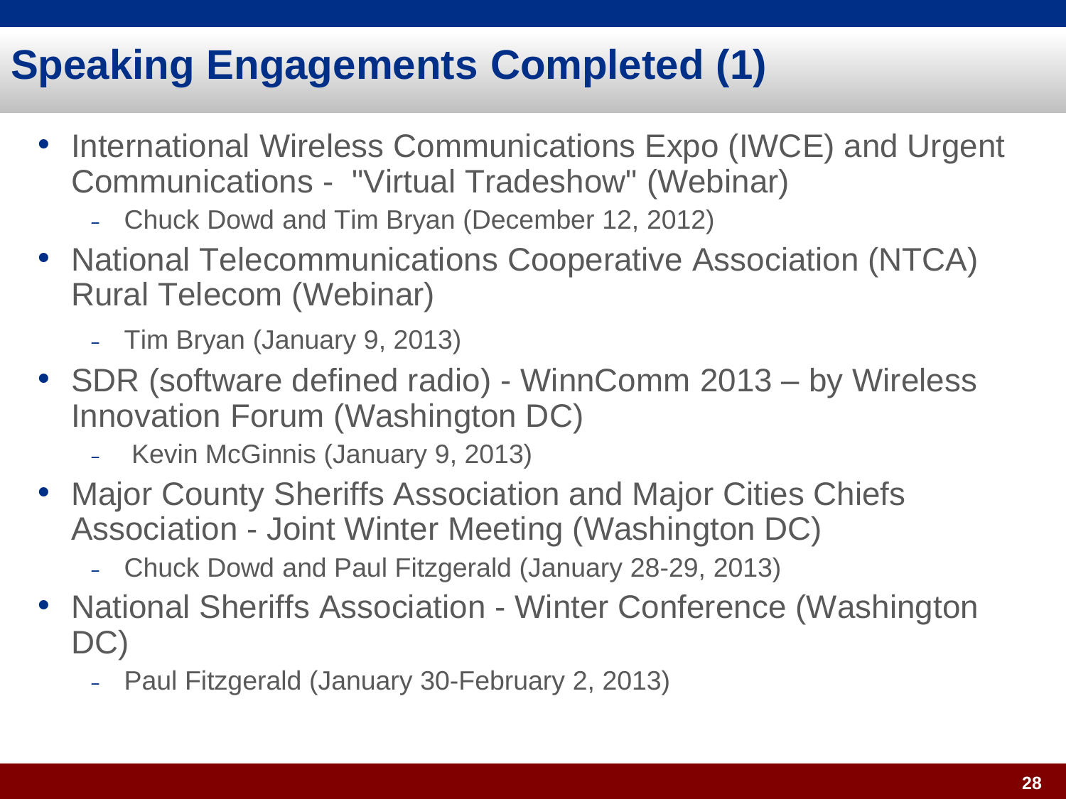# Speaking Engagements Completed (1)

- International Wireless Communications Expo (IWCE) and Urgent Communications - "Virtual Tradeshow" (Webinar)
  - Chuck Dowd and Tim Bryan (December 12, 2012)
- National Telecommunications Cooperative Association (NTCA) Rural Telecom (Webinar)
  - Tim Bryan (January 9, 2013)
- SDR (software defined radio) - WinnComm 2013 – by Wireless Innovation Forum (Washington DC)
  - Kevin McGinnis (January 9, 2013)
- Major County Sheriffs Association and Major Cities Chiefs Association - Joint Winter Meeting (Washington DC)
  - Chuck Dowd and Paul Fitzgerald (January 28-29, 2013)
- National Sheriffs Association - Winter Conference (Washington DC)
  - Paul Fitzgerald (January 30-February 2, 2013)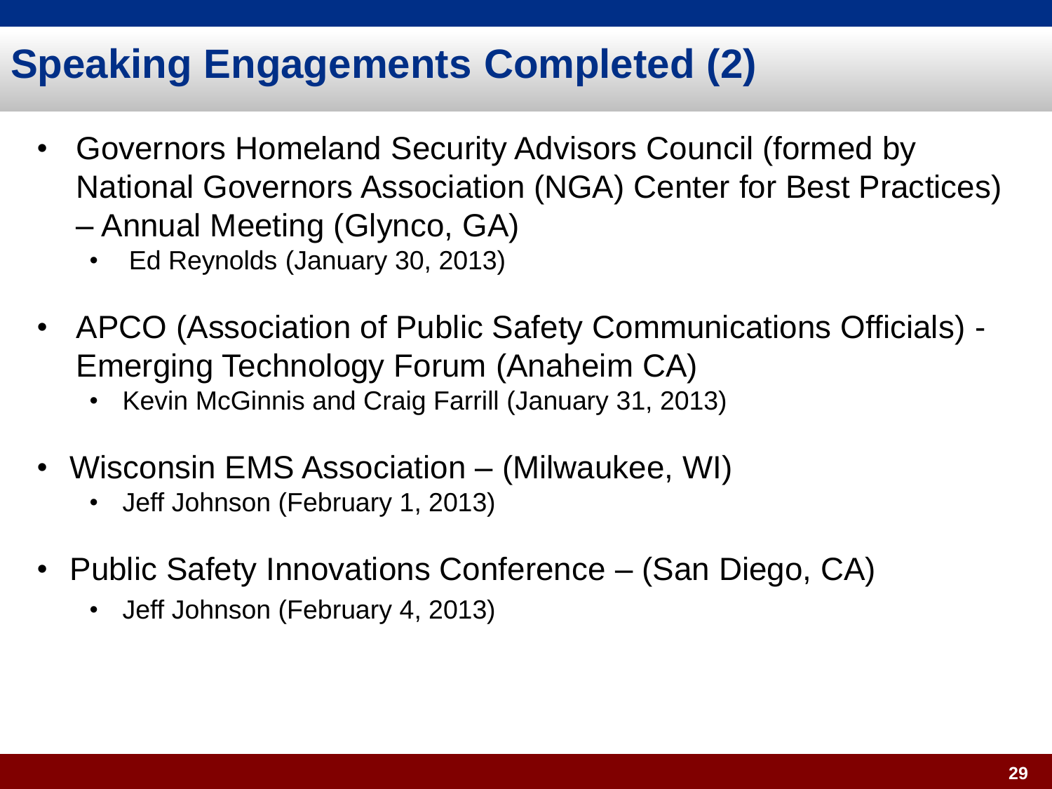# Speaking Engagements Completed (2)

- Governors Homeland Security Advisors Council (formed by National Governors Association (NGA) Center for Best Practices) – Annual Meeting (Glynco, GA)
  - Ed Reynolds (January 30, 2013)
- APCO (Association of Public Safety Communications Officials) - Emerging Technology Forum (Anaheim CA)
  - Kevin McGinnis and Craig Farrill (January 31, 2013)
- Wisconsin EMS Association – (Milwaukee, WI)
  - Jeff Johnson (February 1, 2013)
- Public Safety Innovations Conference – (San Diego, CA)
  - Jeff Johnson (February 4, 2013)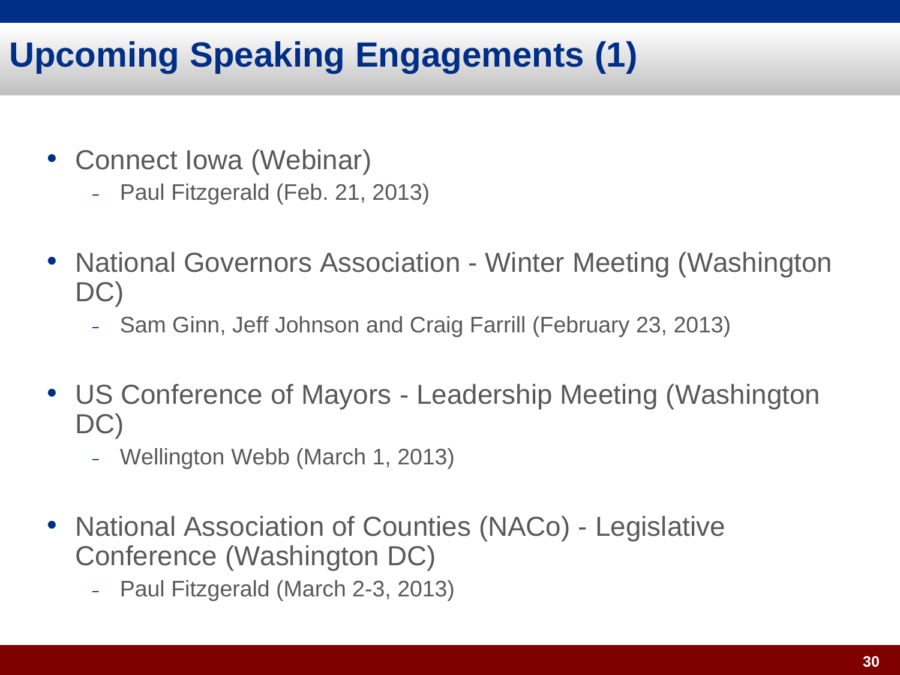# Upcoming Speaking Engagements (1)

- Connect Iowa (Webinar)
  - Paul Fitzgerald (Feb. 21, 2013)

- National Governors Association - Winter Meeting (Washington DC)
  - Sam Ginn, Jeff Johnson and Craig Farrill (February 23, 2013)

- US Conference of Mayors - Leadership Meeting (Washington DC)
  - Wellington Webb (March 1, 2013)

- National Association of Counties (NACo) - Legislative Conference (Washington DC)
  - Paul Fitzgerald (March 2-3, 2013)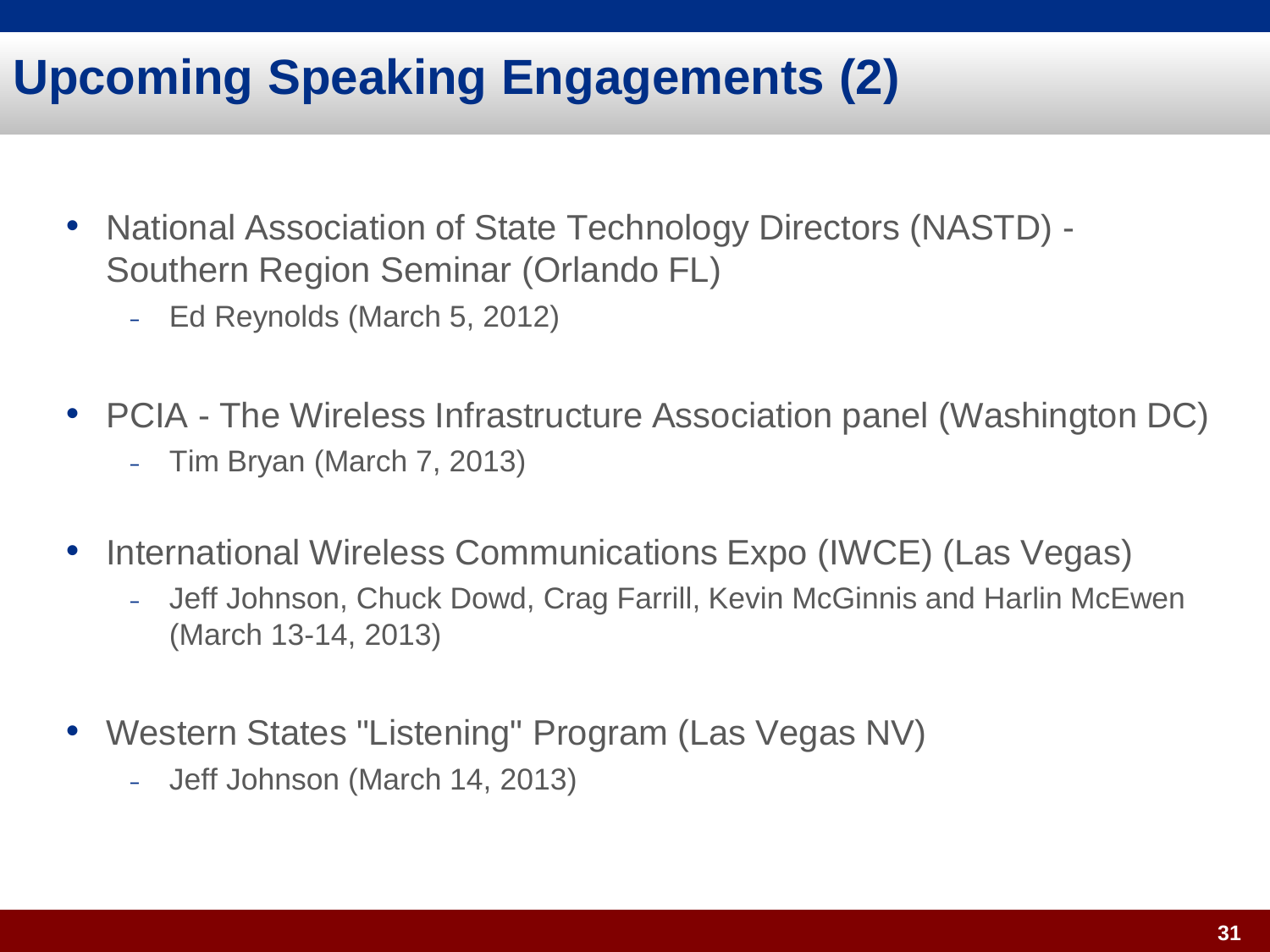# Upcoming Speaking Engagements (2)

- National Association of State Technology Directors (NASTD) - Southern Region Seminar (Orlando FL)
  - Ed Reynolds (March 5, 2012)

- PCIA - The Wireless Infrastructure Association panel (Washington DC)
  - Tim Bryan (March 7, 2013)

- International Wireless Communications Expo (IWCE) (Las Vegas)
  - Jeff Johnson, Chuck Dowd, Crag Farrill, Kevin McGinnis and Harlin McEwen (March 13-14, 2013)

- Western States "Listening" Program (Las Vegas NV)
  - Jeff Johnson (March 14, 2013)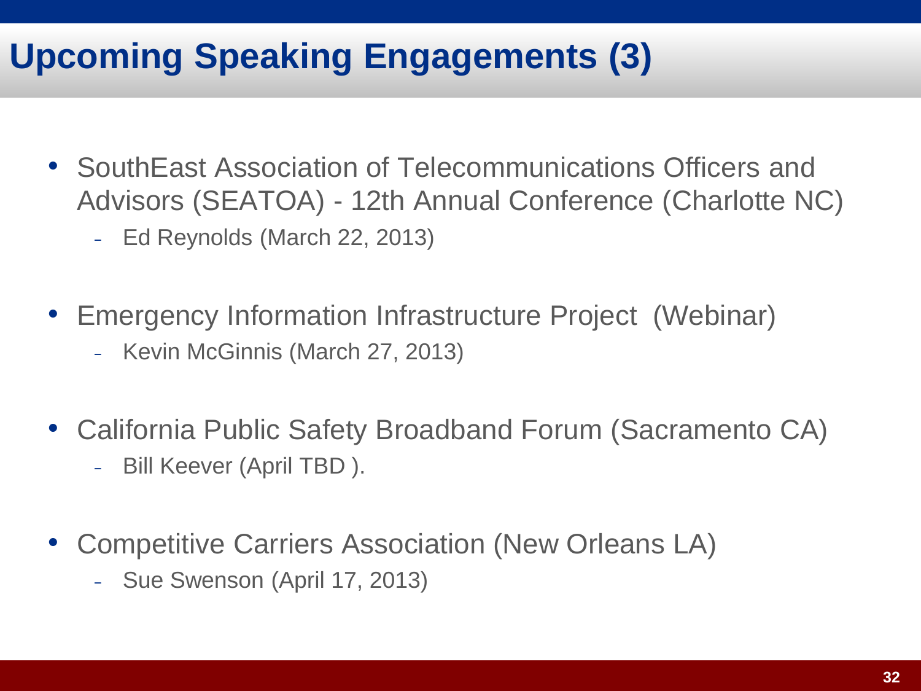# Upcoming Speaking Engagements (3)

- SouthEast Association of Telecommunications Officers and Advisors (SEATOA) - 12th Annual Conference (Charlotte NC)
  - Ed Reynolds (March 22, 2013)

- Emergency Information Infrastructure Project (Webinar)
  - Kevin McGinnis (March 27, 2013)

- California Public Safety Broadband Forum (Sacramento CA)
  - Bill Keever (April TBD ).

- Competitive Carriers Association (New Orleans LA)
  - Sue Swenson (April 17, 2013)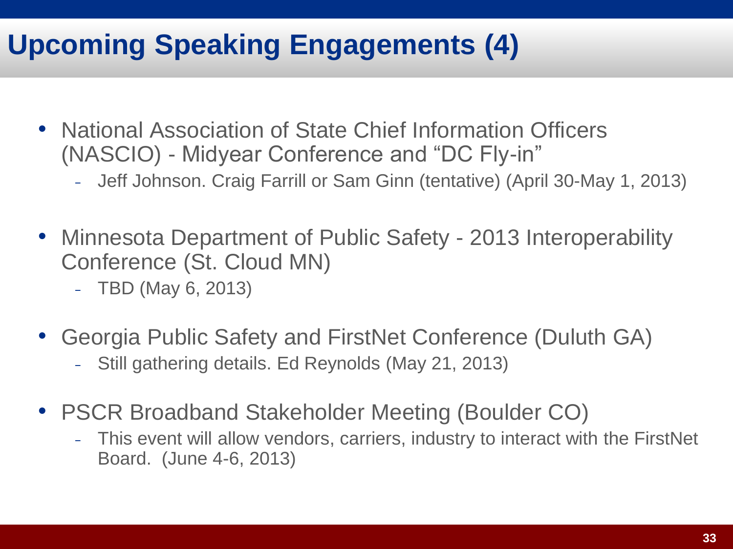# Upcoming Speaking Engagements (4)

- National Association of State Chief Information Officers (NASCIO) - Midyear Conference and “DC Fly-in”
  - Jeff Johnson. Craig Farrill or Sam Ginn (tentative) (April 30-May 1, 2013)
- Minnesota Department of Public Safety - 2013 Interoperability Conference (St. Cloud MN)
  - TBD (May 6, 2013)
- Georgia Public Safety and FirstNet Conference (Duluth GA)
  - Still gathering details. Ed Reynolds (May 21, 2013)
- PSCR Broadband Stakeholder Meeting (Boulder CO)
  - This event will allow vendors, carriers, industry to interact with the FirstNet Board. (June 4-6, 2013)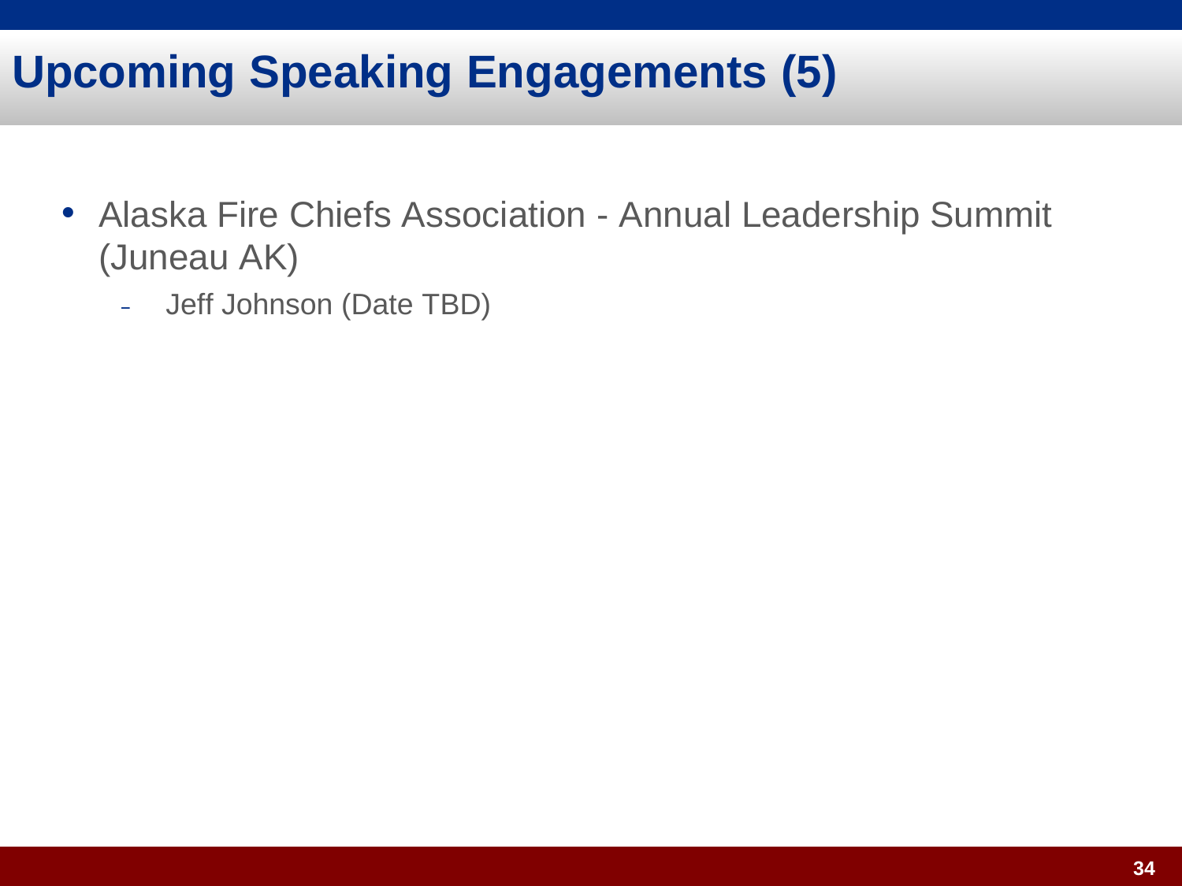# Upcoming Speaking Engagements (5)

- Alaska Fire Chiefs Association - Annual Leadership Summit (Juneau AK)
  - Jeff Johnson (Date TBD)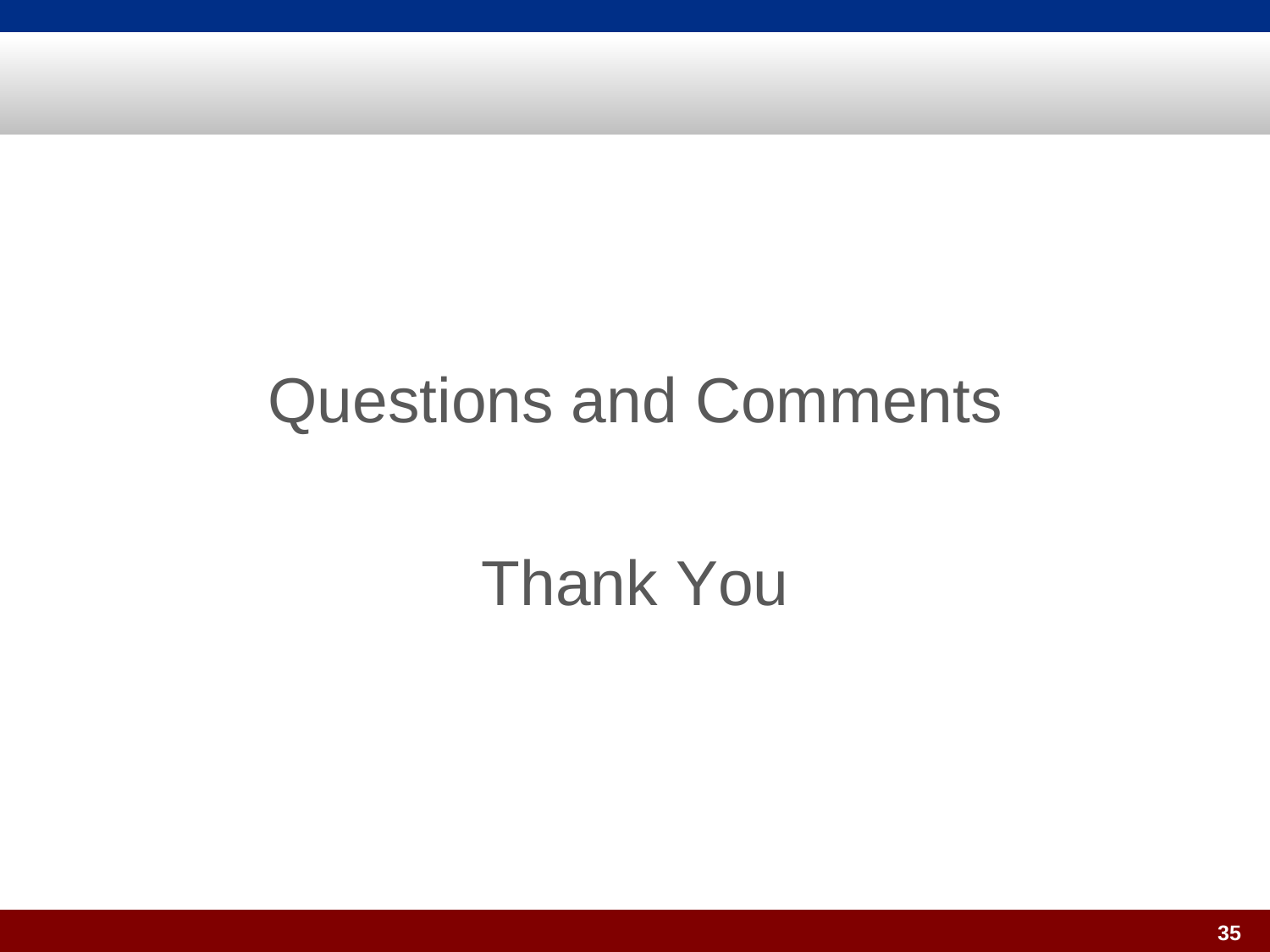# Questions and Comments

# Thank You